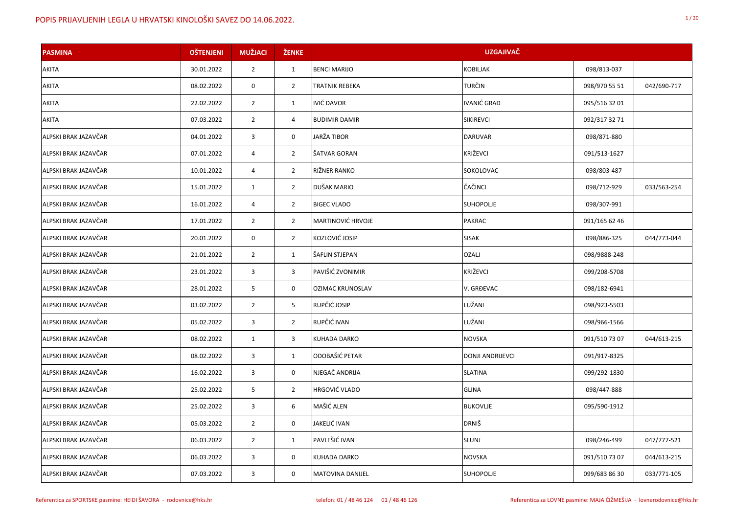# POPIS PRIJAVLJENIH LEGLA U HRVATSKI KINOLOŠKI SAVEZ DO 14.06.2022.

| PASMINA | OŠTENJENI | MUŽJACI | ŽENKE | UZGAJIVAČ | | | |
|---|---|---|---|---|---|---|---|
| AKITA | 30.01.2022 | 2 | 1 | BENCI MARIJO | KOBILJAK | 098/813-037 | |
| AKITA | 08.02.2022 | 0 | 2 | TRATNIK REBEKA | TURČIN | 098/970 55 51 | 042/690-717 |
| AKITA | 22.02.2022 | 2 | 1 | IVIĆ DAVOR | IVANIĆ GRAD | 095/516 32 01 | |
| AKITA | 07.03.2022 | 2 | 4 | BUDIMIR DAMIR | SIKIREVCI | 092/317 32 71 | |
| ALPSKI BRAK JAZAVČAR | 04.01.2022 | 3 | 0 | JARŽA TIBOR | DARUVAR | 098/871-880 | |
| ALPSKI BRAK JAZAVČAR | 07.01.2022 | 4 | 2 | ŠATVAR GORAN | KRIŽEVCI | 091/513-1627 | |
| ALPSKI BRAK JAZAVČAR | 10.01.2022 | 4 | 2 | RIŽNER RANKO | SOKOLOVAC | 098/803-487 | |
| ALPSKI BRAK JAZAVČAR | 15.01.2022 | 1 | 2 | DUŠAK MARIO | ČAČINCI | 098/712-929 | 033/563-254 |
| ALPSKI BRAK JAZAVČAR | 16.01.2022 | 4 | 2 | BIGEC VLADO | SUHOPOLJE | 098/307-991 | |
| ALPSKI BRAK JAZAVČAR | 17.01.2022 | 2 | 2 | MARTINOVIĆ HRVOJE | PAKRAC | 091/165 62 46 | |
| ALPSKI BRAK JAZAVČAR | 20.01.2022 | 0 | 2 | KOZLOVIĆ JOSIP | SISAK | 098/886-325 | 044/773-044 |
| ALPSKI BRAK JAZAVČAR | 21.01.2022 | 2 | 1 | ŠAFLIN STJEPAN | OZALJ | 098/9888-248 | |
| ALPSKI BRAK JAZAVČAR | 23.01.2022 | 3 | 3 | PAVIŠIĆ ZVONIMIR | KRIŽEVCI | 099/208-5708 | |
| ALPSKI BRAK JAZAVČAR | 28.01.2022 | 5 | 0 | OZIMAC KRUNOSLAV | V. GRĐEVAC | 098/182-6941 | |
| ALPSKI BRAK JAZAVČAR | 03.02.2022 | 2 | 5 | RUPČIĆ JOSIP | LUŽANI | 098/923-5503 | |
| ALPSKI BRAK JAZAVČAR | 05.02.2022 | 3 | 2 | RUPČIĆ IVAN | LUŽANI | 098/966-1566 | |
| ALPSKI BRAK JAZAVČAR | 08.02.2022 | 1 | 3 | KUHADA DARKO | NOVSKA | 091/510 73 07 | 044/613-215 |
| ALPSKI BRAK JAZAVČAR | 08.02.2022 | 3 | 1 | ODOBAŠIĆ PETAR | DONJI ANDRIJEVCI | 091/917-8325 | |
| ALPSKI BRAK JAZAVČAR | 16.02.2022 | 3 | 0 | NJEGAČ ANDRIJA | SLATINA | 099/292-1830 | |
| ALPSKI BRAK JAZAVČAR | 25.02.2022 | 5 | 2 | HRGOVIĆ VLADO | GLINA | 098/447-888 | |
| ALPSKI BRAK JAZAVČAR | 25.02.2022 | 3 | 6 | MAŠIĆ ALEN | BUKOVLJE | 095/590-1912 | |
| ALPSKI BRAK JAZAVČAR | 05.03.2022 | 2 | 0 | JAKELIĆ IVAN | DRNIŠ | | |
| ALPSKI BRAK JAZAVČAR | 06.03.2022 | 2 | 1 | PAVLEŠIĆ IVAN | SLUNJ | 098/246-499 | 047/777-521 |
| ALPSKI BRAK JAZAVČAR | 06.03.2022 | 3 | 0 | KUHADA DARKO | NOVSKA | 091/510 73 07 | 044/613-215 |
| ALPSKI BRAK JAZAVČAR | 07.03.2022 | 3 | 0 | MATOVINA DANIJEL | SUHOPOLJE | 099/683 86 30 | 033/771-105 |

Referentica za SPORTSKE pasmine: HEIDI ŠAVORA - rodovnice@hks.hr telefon: 01 / 48 46 124 01 / 48 46 126 Referentica za LOVNE pasmine: MAJA ČIŽMEŠIJA - lovnerodovnice@hks.hr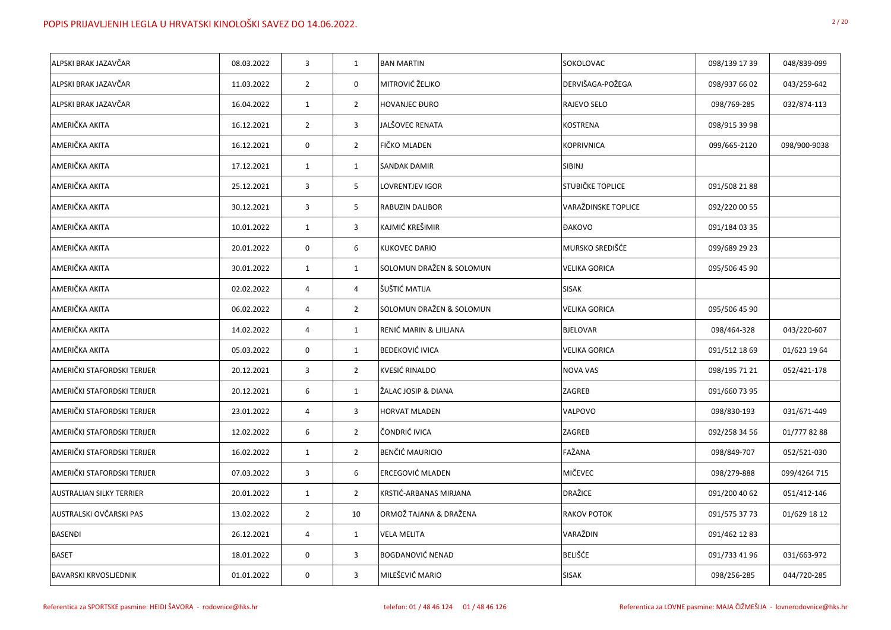| | | | | | | | |
|---|---|---|---|---|---|---|---|
| ALPSKI BRAK JAZAVČAR | 08.03.2022 | 3 | 1 | BAN MARTIN | SOKOLOVAC | 098/139 17 39 | 048/839-099 |
| ALPSKI BRAK JAZAVČAR | 11.03.2022 | 2 | 0 | MITROVIĆ ŽELJKO | DERVIŠAGA-POŽEGA | 098/937 66 02 | 043/259-642 |
| ALPSKI BRAK JAZAVČAR | 16.04.2022 | 1 | 2 | HOVANJEC ĐURO | RAJEVO SELO | 098/769-285 | 032/874-113 |
| AMERIČKA AKITA | 16.12.2021 | 2 | 3 | JALŠOVEC RENATA | KOSTRENA | 098/915 39 98 | |
| AMERIČKA AKITA | 16.12.2021 | 0 | 2 | FIČKO MLADEN | KOPRIVNICA | 099/665-2120 | 098/900-9038 |
| AMERIČKA AKITA | 17.12.2021 | 1 | 1 | SANDAK DAMIR | SIBINJ | | |
| AMERIČKA AKITA | 25.12.2021 | 3 | 5 | LOVRENTJEV IGOR | STUBIČKE TOPLICE | 091/508 21 88 | |
| AMERIČKA AKITA | 30.12.2021 | 3 | 5 | RABUZIN DALIBOR | VARAŽDINSKE TOPLICE | 092/220 00 55 | |
| AMERIČKA AKITA | 10.01.2022 | 1 | 3 | KAJMIĆ KREŠIMIR | ĐAKOVO | 091/184 03 35 | |
| AMERIČKA AKITA | 20.01.2022 | 0 | 6 | KUKOVEC DARIO | MURSKO SREDIŠĆE | 099/689 29 23 | |
| AMERIČKA AKITA | 30.01.2022 | 1 | 1 | SOLOMUN DRAŽEN & SOLOMUN | VELIKA GORICA | 095/506 45 90 | |
| AMERIČKA AKITA | 02.02.2022 | 4 | 4 | ŠUŠTIĆ MATIJA | SISAK | | |
| AMERIČKA AKITA | 06.02.2022 | 4 | 2 | SOLOMUN DRAŽEN & SOLOMUN | VELIKA GORICA | 095/506 45 90 | |
| AMERIČKA AKITA | 14.02.2022 | 4 | 1 | RENIĆ MARIN & LJILJANA | BJELOVAR | 098/464-328 | 043/220-607 |
| AMERIČKA AKITA | 05.03.2022 | 0 | 1 | BEDEKOVIĆ IVICA | VELIKA GORICA | 091/512 18 69 | 01/623 19 64 |
| AMERIČKI STAFORDSKI TERIJER | 20.12.2021 | 3 | 2 | KVESIĆ RINALDO | NOVA VAS | 098/195 71 21 | 052/421-178 |
| AMERIČKI STAFORDSKI TERIJER | 20.12.2021 | 6 | 1 | ŽALAC JOSIP & DIANA | ZAGREB | 091/660 73 95 | |
| AMERIČKI STAFORDSKI TERIJER | 23.01.2022 | 4 | 3 | HORVAT MLADEN | VALPOVO | 098/830-193 | 031/671-449 |
| AMERIČKI STAFORDSKI TERIJER | 12.02.2022 | 6 | 2 | ČONDRIĆ IVICA | ZAGREB | 092/258 34 56 | 01/777 82 88 |
| AMERIČKI STAFORDSKI TERIJER | 16.02.2022 | 1 | 2 | BENČIĆ MAURICIO | FAŽANA | 098/849-707 | 052/521-030 |
| AMERIČKI STAFORDSKI TERIJER | 07.03.2022 | 3 | 6 | ERCEGOVIĆ MLADEN | MIČEVEC | 098/279-888 | 099/4264 715 |
| AUSTRALIAN SILKY TERRIER | 20.01.2022 | 1 | 2 | KRSTIĆ-ARBANAS MIRJANA | DRAŽICE | 091/200 40 62 | 051/412-146 |
| AUSTRALSKI OVČARSKI PAS | 13.02.2022 | 2 | 10 | ORMOŽ TAJANA & DRAŽENA | RAKOV POTOK | 091/575 37 73 | 01/629 18 12 |
| BASENĐI | 26.12.2021 | 4 | 1 | VELA MELITA | VARAŽDIN | 091/462 12 83 | |
| BASET | 18.01.2022 | 0 | 3 | BOGDANOVIĆ NENAD | BELIŠĆE | 091/733 41 96 | 031/663-972 |
| BAVARSKI KRVOSLJEDNIK | 01.01.2022 | 0 | 3 | MILEŠEVIĆ MARIO | SISAK | 098/256-285 | 044/720-285 |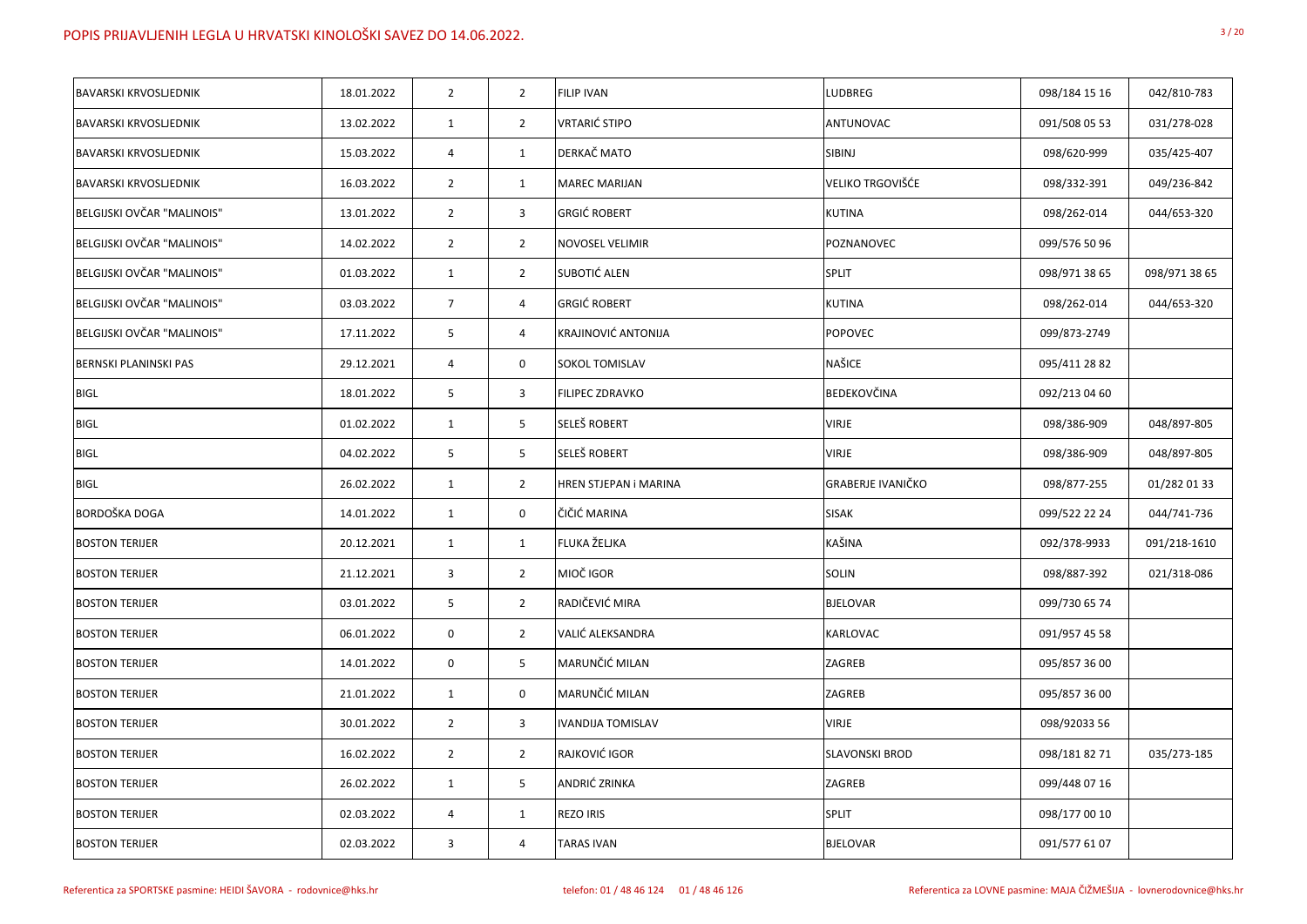| | | | | | | | |
|---|---|---|---|---|---|---|---|
| BAVARSKI KRVOSLJEDNIK | 18.01.2022 | 2 | 2 | FILIP IVAN | LUDBREG | 098/184 15 16 | 042/810-783 |
| BAVARSKI KRVOSLJEDNIK | 13.02.2022 | 1 | 2 | VRTARIĆ STIPO | ANTUNOVAC | 091/508 05 53 | 031/278-028 |
| BAVARSKI KRVOSLJEDNIK | 15.03.2022 | 4 | 1 | DERKAČ MATO | SIBINJ | 098/620-999 | 035/425-407 |
| BAVARSKI KRVOSLJEDNIK | 16.03.2022 | 2 | 1 | MAREC MARIJAN | VELIKO TRGOVIŠĆE | 098/332-391 | 049/236-842 |
| BELGIJSKI OVČAR "MALINOIS" | 13.01.2022 | 2 | 3 | GRGIĆ ROBERT | KUTINA | 098/262-014 | 044/653-320 |
| BELGIJSKI OVČAR "MALINOIS" | 14.02.2022 | 2 | 2 | NOVOSEL VELIMIR | POZNANOVEC | 099/576 50 96 | |
| BELGIJSKI OVČAR "MALINOIS" | 01.03.2022 | 1 | 2 | SUBOTIĆ ALEN | SPLIT | 098/971 38 65 | 098/971 38 65 |
| BELGIJSKI OVČAR "MALINOIS" | 03.03.2022 | 7 | 4 | GRGIĆ ROBERT | KUTINA | 098/262-014 | 044/653-320 |
| BELGIJSKI OVČAR "MALINOIS" | 17.11.2022 | 5 | 4 | KRAJINOVIĆ ANTONIJA | POPOVEC | 099/873-2749 | |
| BERNSKI PLANINSKI PAS | 29.12.2021 | 4 | 0 | SOKOL TOMISLAV | NAŠICE | 095/411 28 82 | |
| BIGL | 18.01.2022 | 5 | 3 | FILIPEC ZDRAVKO | BEDEKOVČINA | 092/213 04 60 | |
| BIGL | 01.02.2022 | 1 | 5 | SELEŠ ROBERT | VIRJE | 098/386-909 | 048/897-805 |
| BIGL | 04.02.2022 | 5 | 5 | SELEŠ ROBERT | VIRJE | 098/386-909 | 048/897-805 |
| BIGL | 26.02.2022 | 1 | 2 | HREN STJEPAN i MARINA | GRABERJE IVANIČKO | 098/877-255 | 01/282 01 33 |
| BORDOŠKA DOGA | 14.01.2022 | 1 | 0 | ČIČIĆ MARINA | SISAK | 099/522 22 24 | 044/741-736 |
| BOSTON TERIJER | 20.12.2021 | 1 | 1 | FLUKA ŽELJKA | KAŠINA | 092/378-9933 | 091/218-1610 |
| BOSTON TERIJER | 21.12.2021 | 3 | 2 | MIOČ IGOR | SOLIN | 098/887-392 | 021/318-086 |
| BOSTON TERIJER | 03.01.2022 | 5 | 2 | RADIČEVIĆ MIRA | BJELOVAR | 099/730 65 74 | |
| BOSTON TERIJER | 06.01.2022 | 0 | 2 | VALIĆ ALEKSANDRA | KARLOVAC | 091/957 45 58 | |
| BOSTON TERIJER | 14.01.2022 | 0 | 5 | MARUNČIĆ MILAN | ZAGREB | 095/857 36 00 | |
| BOSTON TERIJER | 21.01.2022 | 1 | 0 | MARUNČIĆ MILAN | ZAGREB | 095/857 36 00 | |
| BOSTON TERIJER | 30.01.2022 | 2 | 3 | IVANDIJA TOMISLAV | VIRJE | 098/92033 56 | |
| BOSTON TERIJER | 16.02.2022 | 2 | 2 | RAJKOVIĆ IGOR | SLAVONSKI BROD | 098/181 82 71 | 035/273-185 |
| BOSTON TERIJER | 26.02.2022 | 1 | 5 | ANDRIĆ ZRINKA | ZAGREB | 099/448 07 16 | |
| BOSTON TERIJER | 02.03.2022 | 4 | 1 | REZO IRIS | SPLIT | 098/177 00 10 | |
| BOSTON TERIJER | 02.03.2022 | 3 | 4 | TARAS IVAN | BJELOVAR | 091/577 61 07 | |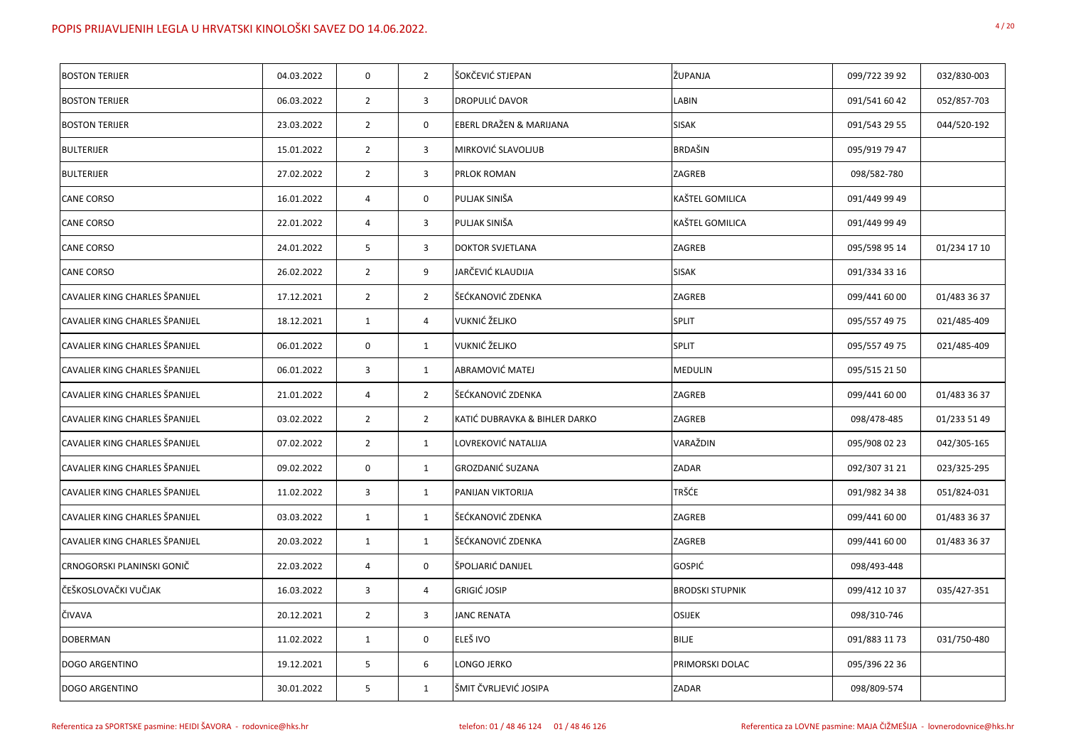| | | | | | | | |
|---|---|---|---|---|---|---|---|
| BOSTON TERIJER | 04.03.2022 | 0 | 2 | ŠOKČEVIĆ STJEPAN | ŽUPANJA | 099/722 39 92 | 032/830-003 |
| BOSTON TERIJER | 06.03.2022 | 2 | 3 | DROPULIĆ DAVOR | LABIN | 091/541 60 42 | 052/857-703 |
| BOSTON TERIJER | 23.03.2022 | 2 | 0 | EBERL DRAŽEN & MARIJANA | SISAK | 091/543 29 55 | 044/520-192 |
| BULTERIJER | 15.01.2022 | 2 | 3 | MIRKOVIĆ SLAVOLJUB | BRDAŠIN | 095/919 79 47 | |
| BULTERIJER | 27.02.2022 | 2 | 3 | PRLOK ROMAN | ZAGREB | 098/582-780 | |
| CANE CORSO | 16.01.2022 | 4 | 0 | PULJAK SINIŠA | KAŠTEL GOMILICA | 091/449 99 49 | |
| CANE CORSO | 22.01.2022 | 4 | 3 | PULJAK SINIŠA | KAŠTEL GOMILICA | 091/449 99 49 | |
| CANE CORSO | 24.01.2022 | 5 | 3 | DOKTOR SVJETLANA | ZAGREB | 095/598 95 14 | 01/234 17 10 |
| CANE CORSO | 26.02.2022 | 2 | 9 | JARČEVIĆ KLAUDIJA | SISAK | 091/334 33 16 | |
| CAVALIER KING CHARLES ŠPANIJEL | 17.12.2021 | 2 | 2 | ŠEĆKANOVIĆ ZDENKA | ZAGREB | 099/441 60 00 | 01/483 36 37 |
| CAVALIER KING CHARLES ŠPANIJEL | 18.12.2021 | 1 | 4 | VUKNIĆ ŽELJKO | SPLIT | 095/557 49 75 | 021/485-409 |
| CAVALIER KING CHARLES ŠPANIJEL | 06.01.2022 | 0 | 1 | VUKNIĆ ŽELJKO | SPLIT | 095/557 49 75 | 021/485-409 |
| CAVALIER KING CHARLES ŠPANIJEL | 06.01.2022 | 3 | 1 | ABRAMOVIĆ MATEJ | MEDULIN | 095/515 21 50 | |
| CAVALIER KING CHARLES ŠPANIJEL | 21.01.2022 | 4 | 2 | ŠEĆKANOVIĆ ZDENKA | ZAGREB | 099/441 60 00 | 01/483 36 37 |
| CAVALIER KING CHARLES ŠPANIJEL | 03.02.2022 | 2 | 2 | KATIĆ DUBRAVKA & BIHLER DARKO | ZAGREB | 098/478-485 | 01/233 51 49 |
| CAVALIER KING CHARLES ŠPANIJEL | 07.02.2022 | 2 | 1 | LOVREKOVIĆ NATALIJA | VARAŽDIN | 095/908 02 23 | 042/305-165 |
| CAVALIER KING CHARLES ŠPANIJEL | 09.02.2022 | 0 | 1 | GROZDANIĆ SUZANA | ZADAR | 092/307 31 21 | 023/325-295 |
| CAVALIER KING CHARLES ŠPANIJEL | 11.02.2022 | 3 | 1 | PANIJAN VIKTORIJA | TRŠĆE | 091/982 34 38 | 051/824-031 |
| CAVALIER KING CHARLES ŠPANIJEL | 03.03.2022 | 1 | 1 | ŠEĆKANOVIĆ ZDENKA | ZAGREB | 099/441 60 00 | 01/483 36 37 |
| CAVALIER KING CHARLES ŠPANIJEL | 20.03.2022 | 1 | 1 | ŠEĆKANOVIĆ ZDENKA | ZAGREB | 099/441 60 00 | 01/483 36 37 |
| CRNOGORSKI PLANINSKI GONIČ | 22.03.2022 | 4 | 0 | ŠPOLJARIĆ DANIJEL | GOSPIĆ | 098/493-448 | |
| ČEŠKOSLOVAČKI VUČJAK | 16.03.2022 | 3 | 4 | GRIGIĆ JOSIP | BRODSKI STUPNIK | 099/412 10 37 | 035/427-351 |
| ČIVAVA | 20.12.2021 | 2 | 3 | JANC RENATA | OSIJEK | 098/310-746 | |
| DOBERMAN | 11.02.2022 | 1 | 0 | ELEŠ IVO | BILJE | 091/883 11 73 | 031/750-480 |
| DOGO ARGENTINO | 19.12.2021 | 5 | 6 | LONGO JERKO | PRIMORSKI DOLAC | 095/396 22 36 | |
| DOGO ARGENTINO | 30.01.2022 | 5 | 1 | ŠMIT ČVRLJEVIĆ JOSIPA | ZADAR | 098/809-574 | |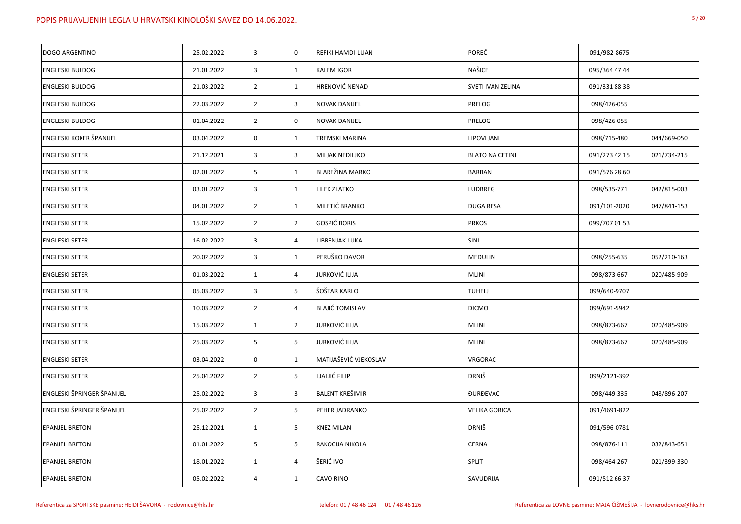| | | | | | | | |
|---|---|---|---|---|---|---|---|
| DOGO ARGENTINO | 25.02.2022 | 3 | 0 | REFIKI HAMDI-LUAN | POREČ | 091/982-8675 | |
| ENGLESKI BULDOG | 21.01.2022 | 3 | 1 | KALEM IGOR | NAŠICE | 095/364 47 44 | |
| ENGLESKI BULDOG | 21.03.2022 | 2 | 1 | HRENOVIĆ NENAD | SVETI IVAN ZELINA | 091/331 88 38 | |
| ENGLESKI BULDOG | 22.03.2022 | 2 | 3 | NOVAK DANIJEL | PRELOG | 098/426-055 | |
| ENGLESKI BULDOG | 01.04.2022 | 2 | 0 | NOVAK DANIJEL | PRELOG | 098/426-055 | |
| ENGLESKI KOKER ŠPANIJEL | 03.04.2022 | 0 | 1 | TREMSKI MARINA | LIPOVLJANI | 098/715-480 | 044/669-050 |
| ENGLESKI SETER | 21.12.2021 | 3 | 3 | MILJAK NEDILJKO | BLATO NA CETINI | 091/273 42 15 | 021/734-215 |
| ENGLESKI SETER | 02.01.2022 | 5 | 1 | BLAREŽINA MARKO | BARBAN | 091/576 28 60 | |
| ENGLESKI SETER | 03.01.2022 | 3 | 1 | LILEK ZLATKO | LUDBREG | 098/535-771 | 042/815-003 |
| ENGLESKI SETER | 04.01.2022 | 2 | 1 | MILETIĆ BRANKO | DUGA RESA | 091/101-2020 | 047/841-153 |
| ENGLESKI SETER | 15.02.2022 | 2 | 2 | GOSPIĆ BORIS | PRKOS | 099/707 01 53 | |
| ENGLESKI SETER | 16.02.2022 | 3 | 4 | LIBRENJAK LUKA | SINJ | | |
| ENGLESKI SETER | 20.02.2022 | 3 | 1 | PERUŠKO DAVOR | MEDULIN | 098/255-635 | 052/210-163 |
| ENGLESKI SETER | 01.03.2022 | 1 | 4 | JURKOVIĆ ILIJA | MLINI | 098/873-667 | 020/485-909 |
| ENGLESKI SETER | 05.03.2022 | 3 | 5 | ŠOŠTAR KARLO | TUHELJ | 099/640-9707 | |
| ENGLESKI SETER | 10.03.2022 | 2 | 4 | BLAJIĆ TOMISLAV | DICMO | 099/691-5942 | |
| ENGLESKI SETER | 15.03.2022 | 1 | 2 | JURKOVIĆ ILIJA | MLINI | 098/873-667 | 020/485-909 |
| ENGLESKI SETER | 25.03.2022 | 5 | 5 | JURKOVIĆ ILIJA | MLINI | 098/873-667 | 020/485-909 |
| ENGLESKI SETER | 03.04.2022 | 0 | 1 | MATIJAŠEVIĆ VJEKOSLAV | VRGORAC | | |
| ENGLESKI SETER | 25.04.2022 | 2 | 5 | LJALJIĆ FILIP | DRNIŠ | 099/2121-392 | |
| ENGLESKI ŠPRINGER ŠPANIJEL | 25.02.2022 | 3 | 3 | BALENT KREŠIMIR | ĐURĐEVAC | 098/449-335 | 048/896-207 |
| ENGLESKI ŠPRINGER ŠPANIJEL | 25.02.2022 | 2 | 5 | PEHER JADRANKO | VELIKA GORICA | 091/4691-822 | |
| EPANJEL BRETON | 25.12.2021 | 1 | 5 | KNEZ MILAN | DRNIŠ | 091/596-0781 | |
| EPANJEL BRETON | 01.01.2022 | 5 | 5 | RAKOCIJA NIKOLA | CERNA | 098/876-111 | 032/843-651 |
| EPANJEL BRETON | 18.01.2022 | 1 | 4 | ŠERIĆ IVO | SPLIT | 098/464-267 | 021/399-330 |
| EPANJEL BRETON | 05.02.2022 | 4 | 1 | CAVO RINO | SAVUDRIJA | 091/512 66 37 | |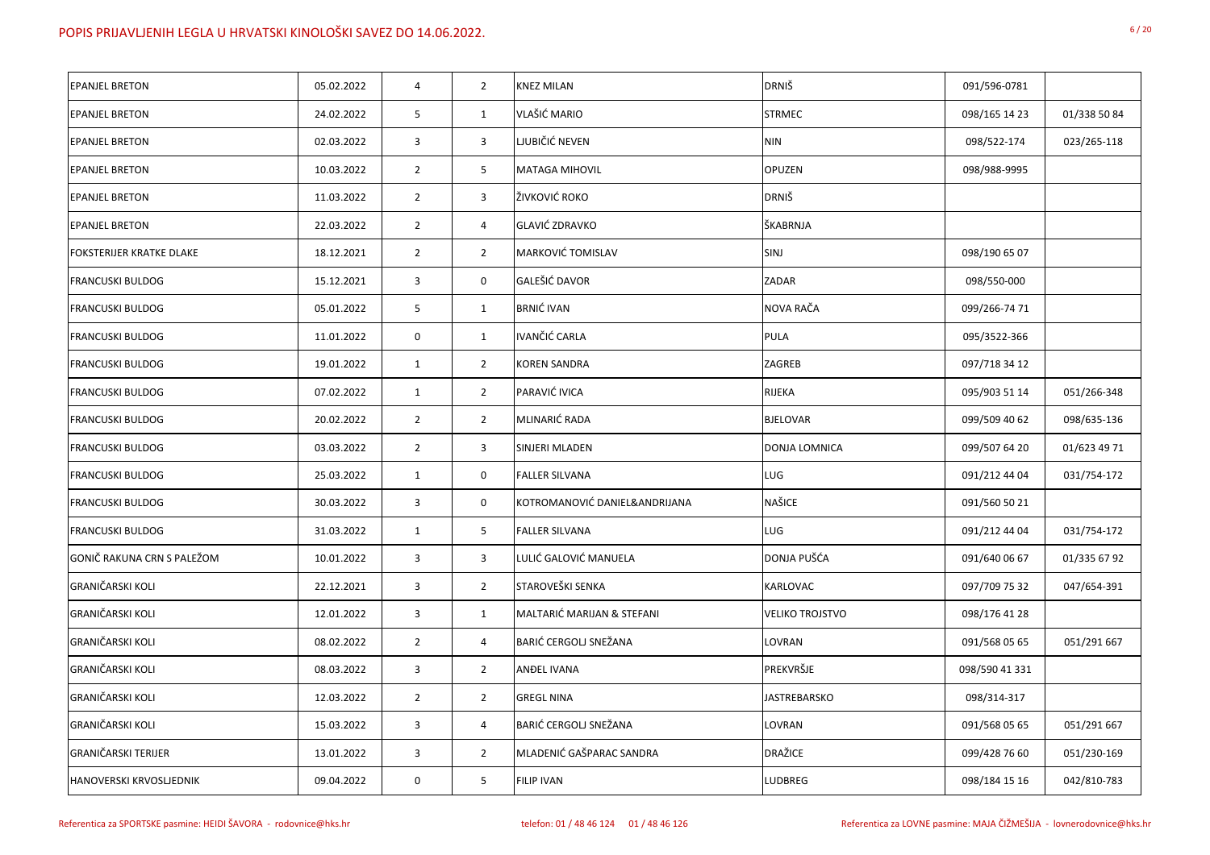| | | | | | | | |
|---|---|---|---|---|---|---|---|
| EPANJEL BRETON | 05.02.2022 | 4 | 2 | KNEZ MILAN | DRNIŠ | 091/596-0781 | |
| EPANJEL BRETON | 24.02.2022 | 5 | 1 | VLAŠIĆ MARIO | STRMEC | 098/165 14 23 | 01/338 50 84 |
| EPANJEL BRETON | 02.03.2022 | 3 | 3 | LJUBIČIĆ NEVEN | NIN | 098/522-174 | 023/265-118 |
| EPANJEL BRETON | 10.03.2022 | 2 | 5 | MATAGA MIHOVIL | OPUZEN | 098/988-9995 | |
| EPANJEL BRETON | 11.03.2022 | 2 | 3 | ŽIVKOVIĆ ROKO | DRNIŠ | | |
| EPANJEL BRETON | 22.03.2022 | 2 | 4 | GLAVIĆ ZDRAVKO | ŠKABRNJA | | |
| FOKSTERIJER KRATKE DLAKE | 18.12.2021 | 2 | 2 | MARKOVIĆ TOMISLAV | SINJ | 098/190 65 07 | |
| FRANCUSKI BULDOG | 15.12.2021 | 3 | 0 | GALEŠIĆ DAVOR | ZADAR | 098/550-000 | |
| FRANCUSKI BULDOG | 05.01.2022 | 5 | 1 | BRNIĆ IVAN | NOVA RAČA | 099/266-74 71 | |
| FRANCUSKI BULDOG | 11.01.2022 | 0 | 1 | IVANČIĆ CARLA | PULA | 095/3522-366 | |
| FRANCUSKI BULDOG | 19.01.2022 | 1 | 2 | KOREN SANDRA | ZAGREB | 097/718 34 12 | |
| FRANCUSKI BULDOG | 07.02.2022 | 1 | 2 | PARAVIĆ IVICA | RIJEKA | 095/903 51 14 | 051/266-348 |
| FRANCUSKI BULDOG | 20.02.2022 | 2 | 2 | MLINARIĆ RADA | BJELOVAR | 099/509 40 62 | 098/635-136 |
| FRANCUSKI BULDOG | 03.03.2022 | 2 | 3 | SINJERI MLADEN | DONJA LOMNICA | 099/507 64 20 | 01/623 49 71 |
| FRANCUSKI BULDOG | 25.03.2022 | 1 | 0 | FALLER SILVANA | LUG | 091/212 44 04 | 031/754-172 |
| FRANCUSKI BULDOG | 30.03.2022 | 3 | 0 | KOTROMANOVIĆ DANIEL&ANDRIJANA | NAŠICE | 091/560 50 21 | |
| FRANCUSKI BULDOG | 31.03.2022 | 1 | 5 | FALLER SILVANA | LUG | 091/212 44 04 | 031/754-172 |
| GONIČ RAKUNA CRN S PALEŽOM | 10.01.2022 | 3 | 3 | LULIĆ GALOVIĆ MANUELA | DONJA PUŠĆA | 091/640 06 67 | 01/335 67 92 |
| GRANIČARSKI KOLI | 22.12.2021 | 3 | 2 | STAROVEŠKI SENKA | KARLOVAC | 097/709 75 32 | 047/654-391 |
| GRANIČARSKI KOLI | 12.01.2022 | 3 | 1 | MALTARIĆ MARIJAN & STEFANI | VELIKO TROJSTVO | 098/176 41 28 | |
| GRANIČARSKI KOLI | 08.02.2022 | 2 | 4 | BARIĆ CERGOLJ SNEŽANA | LOVRAN | 091/568 05 65 | 051/291 667 |
| GRANIČARSKI KOLI | 08.03.2022 | 3 | 2 | ANĐEL IVANA | PREKVRŠJE | 098/590 41 331 | |
| GRANIČARSKI KOLI | 12.03.2022 | 2 | 2 | GREGL NINA | JASTREBARSKO | 098/314-317 | |
| GRANIČARSKI KOLI | 15.03.2022 | 3 | 4 | BARIĆ CERGOLJ SNEŽANA | LOVRAN | 091/568 05 65 | 051/291 667 |
| GRANIČARSKI TERIJER | 13.01.2022 | 3 | 2 | MLADENIĆ GAŠPARAC SANDRA | DRAŽICE | 099/428 76 60 | 051/230-169 |
| HANOVERSKI KRVOSLJEDNIK | 09.04.2022 | 0 | 5 | FILIP IVAN | LUDBREG | 098/184 15 16 | 042/810-783 |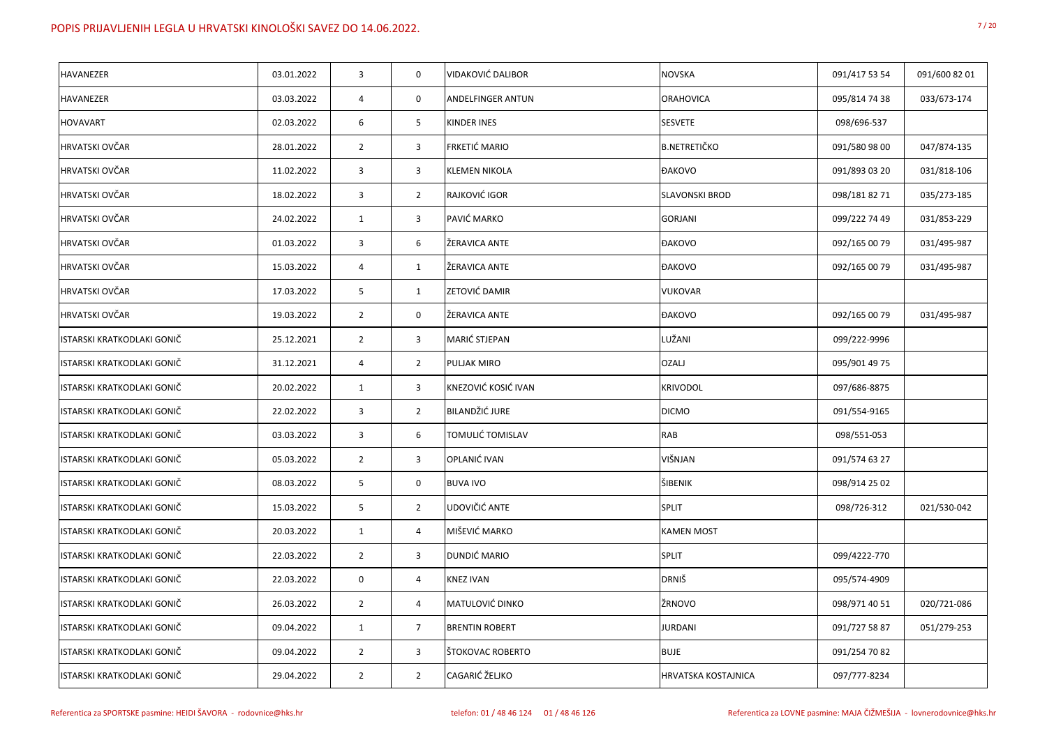| | | | | | | | |
|---|---|---|---|---|---|---|---|
| HAVANEZER | 03.01.2022 | 3 | 0 | VIDAKOVIĆ DALIBOR | NOVSKA | 091/417 53 54 | 091/600 82 01 |
| HAVANEZER | 03.03.2022 | 4 | 0 | ANDELFINGER ANTUN | ORAHOVICA | 095/814 74 38 | 033/673-174 |
| HOVAVART | 02.03.2022 | 6 | 5 | KINDER INES | SESVETE | 098/696-537 | |
| HRVATSKI OVČAR | 28.01.2022 | 2 | 3 | FRKETIĆ MARIO | B.NETRETIČKO | 091/580 98 00 | 047/874-135 |
| HRVATSKI OVČAR | 11.02.2022 | 3 | 3 | KLEMEN NIKOLA | ĐAKOVO | 091/893 03 20 | 031/818-106 |
| HRVATSKI OVČAR | 18.02.2022 | 3 | 2 | RAJKOVIĆ IGOR | SLAVONSKI BROD | 098/181 82 71 | 035/273-185 |
| HRVATSKI OVČAR | 24.02.2022 | 1 | 3 | PAVIĆ MARKO | GORJANI | 099/222 74 49 | 031/853-229 |
| HRVATSKI OVČAR | 01.03.2022 | 3 | 6 | ŽERAVICA ANTE | ĐAKOVO | 092/165 00 79 | 031/495-987 |
| HRVATSKI OVČAR | 15.03.2022 | 4 | 1 | ŽERAVICA ANTE | ĐAKOVO | 092/165 00 79 | 031/495-987 |
| HRVATSKI OVČAR | 17.03.2022 | 5 | 1 | ZETOVIĆ DAMIR | VUKOVAR | | |
| HRVATSKI OVČAR | 19.03.2022 | 2 | 0 | ŽERAVICA ANTE | ĐAKOVO | 092/165 00 79 | 031/495-987 |
| ISTARSKI KRATKODLAKI GONIČ | 25.12.2021 | 2 | 3 | MARIĆ STJEPAN | LUŽANI | 099/222-9996 | |
| ISTARSKI KRATKODLAKI GONIČ | 31.12.2021 | 4 | 2 | PULJAK MIRO | OZALJ | 095/901 49 75 | |
| ISTARSKI KRATKODLAKI GONIČ | 20.02.2022 | 1 | 3 | KNEZOVIĆ KOSIĆ IVAN | KRIVODOL | 097/686-8875 | |
| ISTARSKI KRATKODLAKI GONIČ | 22.02.2022 | 3 | 2 | BILANDŽIĆ JURE | DICMO | 091/554-9165 | |
| ISTARSKI KRATKODLAKI GONIČ | 03.03.2022 | 3 | 6 | TOMULIĆ TOMISLAV | RAB | 098/551-053 | |
| ISTARSKI KRATKODLAKI GONIČ | 05.03.2022 | 2 | 3 | OPLANIĆ IVAN | VIŠNJAN | 091/574 63 27 | |
| ISTARSKI KRATKODLAKI GONIČ | 08.03.2022 | 5 | 0 | BUVA IVO | ŠIBENIK | 098/914 25 02 | |
| ISTARSKI KRATKODLAKI GONIČ | 15.03.2022 | 5 | 2 | UDOVIČIĆ ANTE | SPLIT | 098/726-312 | 021/530-042 |
| ISTARSKI KRATKODLAKI GONIČ | 20.03.2022 | 1 | 4 | MIŠEVIĆ MARKO | KAMEN MOST | | |
| ISTARSKI KRATKODLAKI GONIČ | 22.03.2022 | 2 | 3 | DUNDIĆ MARIO | SPLIT | 099/4222-770 | |
| ISTARSKI KRATKODLAKI GONIČ | 22.03.2022 | 0 | 4 | KNEZ IVAN | DRNIŠ | 095/574-4909 | |
| ISTARSKI KRATKODLAKI GONIČ | 26.03.2022 | 2 | 4 | MATULOVIĆ DINKO | ŽRNOVO | 098/971 40 51 | 020/721-086 |
| ISTARSKI KRATKODLAKI GONIČ | 09.04.2022 | 1 | 7 | BRENTIN ROBERT | JURDANI | 091/727 58 87 | 051/279-253 |
| ISTARSKI KRATKODLAKI GONIČ | 09.04.2022 | 2 | 3 | ŠTOKOVAC ROBERTO | BUJE | 091/254 70 82 | |
| ISTARSKI KRATKODLAKI GONIČ | 29.04.2022 | 2 | 2 | CAGARIĆ ŽELJKO | HRVATSKA KOSTAJNICA | 097/777-8234 | |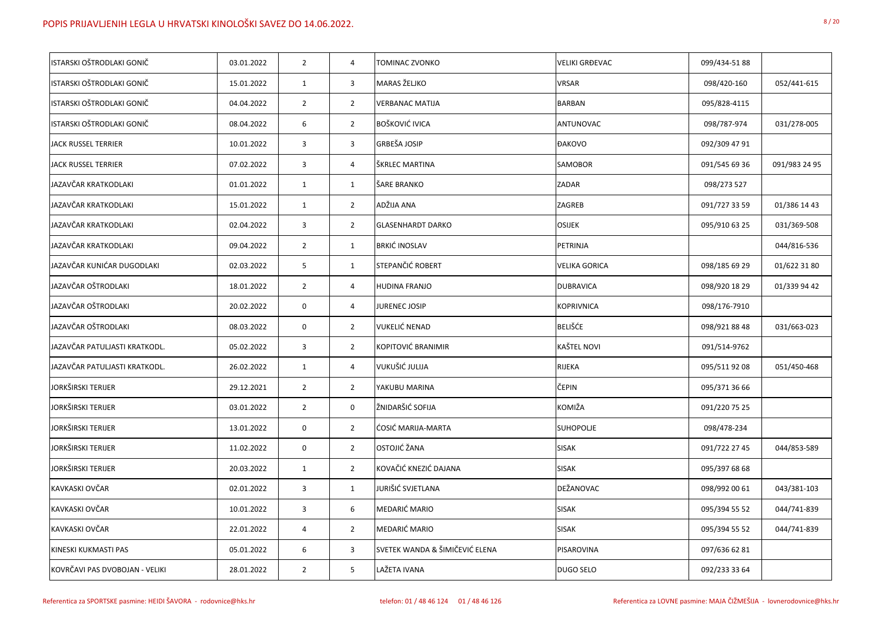| | | | | | | | |
|---|---|---|---|---|---|---|---|
| ISTARSKI OŠTRODLAKI GONIČ | 03.01.2022 | 2 | 4 | TOMINAC ZVONKO | VELIKI GRĐEVAC | 099/434-51 88 | |
| ISTARSKI OŠTRODLAKI GONIČ | 15.01.2022 | 1 | 3 | MARAS ŽELJKO | VRSAR | 098/420-160 | 052/441-615 |
| ISTARSKI OŠTRODLAKI GONIČ | 04.04.2022 | 2 | 2 | VERBANAC MATIJA | BARBAN | 095/828-4115 | |
| ISTARSKI OŠTRODLAKI GONIČ | 08.04.2022 | 6 | 2 | BOŠKOVIĆ IVICA | ANTUNOVAC | 098/787-974 | 031/278-005 |
| JACK RUSSEL TERRIER | 10.01.2022 | 3 | 3 | GRBEŠA JOSIP | ĐAKOVO | 092/309 47 91 | |
| JACK RUSSEL TERRIER | 07.02.2022 | 3 | 4 | ŠKRLEC MARTINA | SAMOBOR | 091/545 69 36 | 091/983 24 95 |
| JAZAVČAR KRATKODLAKI | 01.01.2022 | 1 | 1 | ŠARE BRANKO | ZADAR | 098/273 527 | |
| JAZAVČAR KRATKODLAKI | 15.01.2022 | 1 | 2 | ADŽIJA ANA | ZAGREB | 091/727 33 59 | 01/386 14 43 |
| JAZAVČAR KRATKODLAKI | 02.04.2022 | 3 | 2 | GLASENHARDT DARKO | OSIJEK | 095/910 63 25 | 031/369-508 |
| JAZAVČAR KRATKODLAKI | 09.04.2022 | 2 | 1 | BRKIĆ INOSLAV | PETRINJA | | 044/816-536 |
| JAZAVČAR KUNIĆAR DUGODLAKI | 02.03.2022 | 5 | 1 | STEPANČIĆ ROBERT | VELIKA GORICA | 098/185 69 29 | 01/622 31 80 |
| JAZAVČAR OŠTRODLAKI | 18.01.2022 | 2 | 4 | HUDINA FRANJO | DUBRAVICA | 098/920 18 29 | 01/339 94 42 |
| JAZAVČAR OŠTRODLAKI | 20.02.2022 | 0 | 4 | JURENEC JOSIP | KOPRIVNICA | 098/176-7910 | |
| JAZAVČAR OŠTRODLAKI | 08.03.2022 | 0 | 2 | VUKELIĆ NENAD | BELIŠĆE | 098/921 88 48 | 031/663-023 |
| JAZAVČAR PATULJASTI KRATKODL. | 05.02.2022 | 3 | 2 | KOPITOVIĆ BRANIMIR | KAŠTEL NOVI | 091/514-9762 | |
| JAZAVČAR PATULJASTI KRATKODL. | 26.02.2022 | 1 | 4 | VUKUŠIĆ JULIJA | RIJEKA | 095/511 92 08 | 051/450-468 |
| JORKŠIRSKI TERIJER | 29.12.2021 | 2 | 2 | YAKUBU MARINA | ČEPIN | 095/371 36 66 | |
| JORKŠIRSKI TERIJER | 03.01.2022 | 2 | 0 | ŽNIDARŠIĆ SOFIJA | KOMIŽA | 091/220 75 25 | |
| JORKŠIRSKI TERIJER | 13.01.2022 | 0 | 2 | ĆOSIĆ MARIJA-MARTA | SUHOPOLJE | 098/478-234 | |
| JORKŠIRSKI TERIJER | 11.02.2022 | 0 | 2 | OSTOJIĆ ŽANA | SISAK | 091/722 27 45 | 044/853-589 |
| JORKŠIRSKI TERIJER | 20.03.2022 | 1 | 2 | KOVAČIĆ KNEZIĆ DAJANA | SISAK | 095/397 68 68 | |
| KAVKASKI OVČAR | 02.01.2022 | 3 | 1 | JURIŠIĆ SVJETLANA | DEŽANOVAC | 098/992 00 61 | 043/381-103 |
| KAVKASKI OVČAR | 10.01.2022 | 3 | 6 | MEDARIĆ MARIO | SISAK | 095/394 55 52 | 044/741-839 |
| KAVKASKI OVČAR | 22.01.2022 | 4 | 2 | MEDARIĆ MARIO | SISAK | 095/394 55 52 | 044/741-839 |
| KINESKI KUKMASTI PAS | 05.01.2022 | 6 | 3 | SVETEK WANDA & ŠIMIČEVIĆ ELENA | PISAROVINA | 097/636 62 81 | |
| KOVRČAVI PAS DVOBOJAN - VELIKI | 28.01.2022 | 2 | 5 | LAŽETA IVANA | DUGO SELO | 092/233 33 64 | |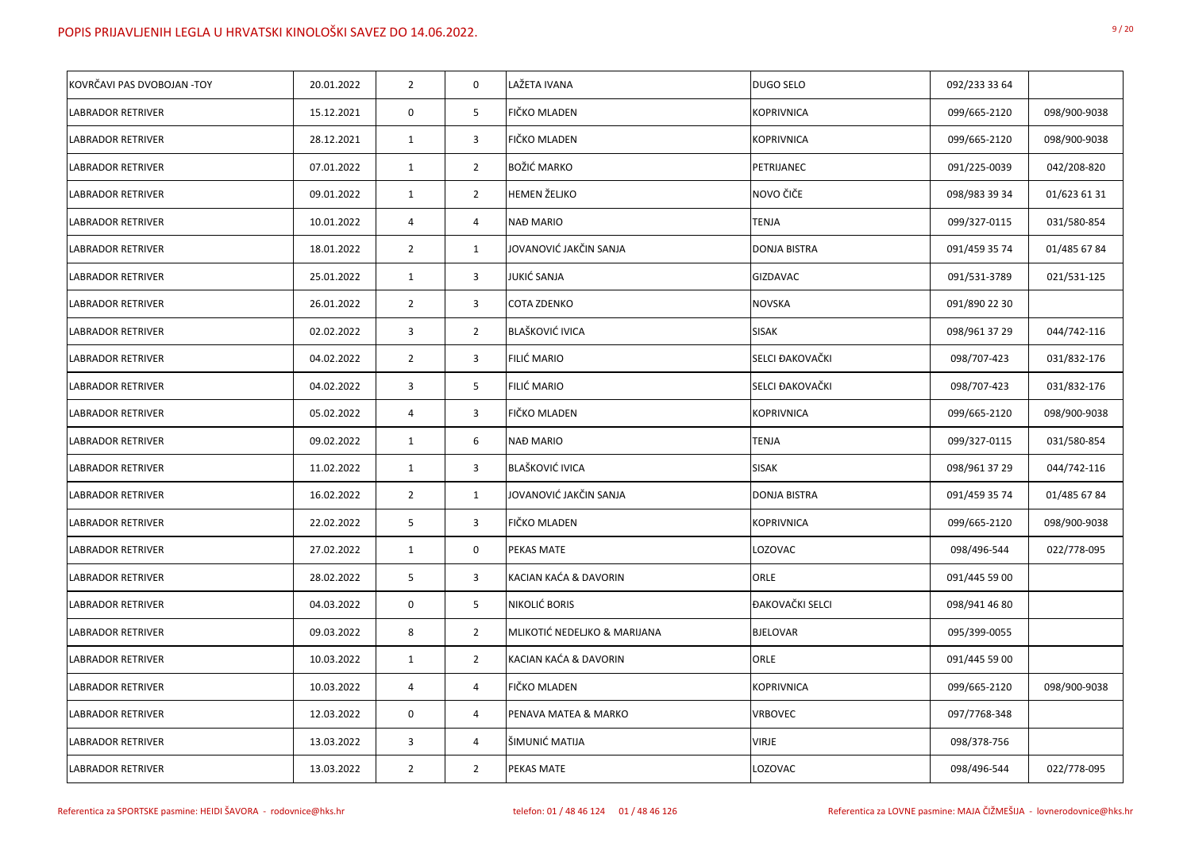| | | | | | | | |
|---|---|---|---|---|---|---|---|
| KOVRČAVI PAS DVOBOJAN -TOY | 20.01.2022 | 2 | 0 | LAŽETA IVANA | DUGO SELO | 092/233 33 64 | |
| LABRADOR RETRIVER | 15.12.2021 | 0 | 5 | FIČKO MLADEN | KOPRIVNICA | 099/665-2120 | 098/900-9038 |
| LABRADOR RETRIVER | 28.12.2021 | 1 | 3 | FIČKO MLADEN | KOPRIVNICA | 099/665-2120 | 098/900-9038 |
| LABRADOR RETRIVER | 07.01.2022 | 1 | 2 | BOŽIĆ MARKO | PETRIJANEC | 091/225-0039 | 042/208-820 |
| LABRADOR RETRIVER | 09.01.2022 | 1 | 2 | HEMEN ŽELJKO | NOVO ČIČE | 098/983 39 34 | 01/623 61 31 |
| LABRADOR RETRIVER | 10.01.2022 | 4 | 4 | NAĐ MARIO | TENJA | 099/327-0115 | 031/580-854 |
| LABRADOR RETRIVER | 18.01.2022 | 2 | 1 | JOVANOVIĆ JAKČIN SANJA | DONJA BISTRA | 091/459 35 74 | 01/485 67 84 |
| LABRADOR RETRIVER | 25.01.2022 | 1 | 3 | JUKIĆ SANJA | GIZDAVAC | 091/531-3789 | 021/531-125 |
| LABRADOR RETRIVER | 26.01.2022 | 2 | 3 | COTA ZDENKO | NOVSKA | 091/890 22 30 | |
| LABRADOR RETRIVER | 02.02.2022 | 3 | 2 | BLAŠKOVIĆ IVICA | SISAK | 098/961 37 29 | 044/742-116 |
| LABRADOR RETRIVER | 04.02.2022 | 2 | 3 | FILIĆ MARIO | SELCI ĐAKOVAČKI | 098/707-423 | 031/832-176 |
| LABRADOR RETRIVER | 04.02.2022 | 3 | 5 | FILIĆ MARIO | SELCI ĐAKOVAČKI | 098/707-423 | 031/832-176 |
| LABRADOR RETRIVER | 05.02.2022 | 4 | 3 | FIČKO MLADEN | KOPRIVNICA | 099/665-2120 | 098/900-9038 |
| LABRADOR RETRIVER | 09.02.2022 | 1 | 6 | NAĐ MARIO | TENJA | 099/327-0115 | 031/580-854 |
| LABRADOR RETRIVER | 11.02.2022 | 1 | 3 | BLAŠKOVIĆ IVICA | SISAK | 098/961 37 29 | 044/742-116 |
| LABRADOR RETRIVER | 16.02.2022 | 2 | 1 | JOVANOVIĆ JAKČIN SANJA | DONJA BISTRA | 091/459 35 74 | 01/485 67 84 |
| LABRADOR RETRIVER | 22.02.2022 | 5 | 3 | FIČKO MLADEN | KOPRIVNICA | 099/665-2120 | 098/900-9038 |
| LABRADOR RETRIVER | 27.02.2022 | 1 | 0 | PEKAS MATE | LOZOVAC | 098/496-544 | 022/778-095 |
| LABRADOR RETRIVER | 28.02.2022 | 5 | 3 | KACIAN KAĆA & DAVORIN | ORLE | 091/445 59 00 | |
| LABRADOR RETRIVER | 04.03.2022 | 0 | 5 | NIKOLIĆ BORIS | ĐAKOVAČKI SELCI | 098/941 46 80 | |
| LABRADOR RETRIVER | 09.03.2022 | 8 | 2 | MLIKOTIĆ NEDELJKO & MARIJANA | BJELOVAR | 095/399-0055 | |
| LABRADOR RETRIVER | 10.03.2022 | 1 | 2 | KACIAN KAĆA & DAVORIN | ORLE | 091/445 59 00 | |
| LABRADOR RETRIVER | 10.03.2022 | 4 | 4 | FIČKO MLADEN | KOPRIVNICA | 099/665-2120 | 098/900-9038 |
| LABRADOR RETRIVER | 12.03.2022 | 0 | 4 | PENAVA MATEA & MARKO | VRBOVEC | 097/7768-348 | |
| LABRADOR RETRIVER | 13.03.2022 | 3 | 4 | ŠIMUNIĆ MATIJA | VIRJE | 098/378-756 | |
| LABRADOR RETRIVER | 13.03.2022 | 2 | 2 | PEKAS MATE | LOZOVAC | 098/496-544 | 022/778-095 |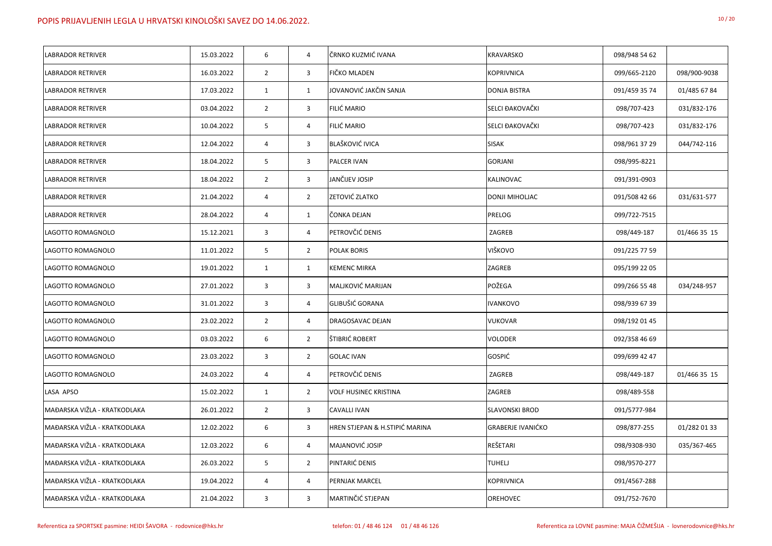| | | | | | | | |
|---|---|---|---|---|---|---|---|
| LABRADOR RETRIVER | 15.03.2022 | 6 | 4 | ČRNKO KUZMIĆ IVANA | KRAVARSKO | 098/948 54 62 | |
| LABRADOR RETRIVER | 16.03.2022 | 2 | 3 | FIČKO MLADEN | KOPRIVNICA | 099/665-2120 | 098/900-9038 |
| LABRADOR RETRIVER | 17.03.2022 | 1 | 1 | JOVANOVIĆ JAKČIN SANJA | DONJA BISTRA | 091/459 35 74 | 01/485 67 84 |
| LABRADOR RETRIVER | 03.04.2022 | 2 | 3 | FILIĆ MARIO | SELCI ĐAKOVAČKI | 098/707-423 | 031/832-176 |
| LABRADOR RETRIVER | 10.04.2022 | 5 | 4 | FILIĆ MARIO | SELCI ĐAKOVAČKI | 098/707-423 | 031/832-176 |
| LABRADOR RETRIVER | 12.04.2022 | 4 | 3 | BLAŠKOVIĆ IVICA | SISAK | 098/961 37 29 | 044/742-116 |
| LABRADOR RETRIVER | 18.04.2022 | 5 | 3 | PALCER IVAN | GORJANI | 098/995-8221 | |
| LABRADOR RETRIVER | 18.04.2022 | 2 | 3 | JANČIJEV JOSIP | KALINOVAC | 091/391-0903 | |
| LABRADOR RETRIVER | 21.04.2022 | 4 | 2 | ZETOVIĆ ZLATKO | DONJI MIHOLJAC | 091/508 42 66 | 031/631-577 |
| LABRADOR RETRIVER | 28.04.2022 | 4 | 1 | ČONKA DEJAN | PRELOG | 099/722-7515 | |
| LAGOTTO ROMAGNOLO | 15.12.2021 | 3 | 4 | PETROVČIĆ DENIS | ZAGREB | 098/449-187 | 01/466 35 15 |
| LAGOTTO ROMAGNOLO | 11.01.2022 | 5 | 2 | POLAK BORIS | VIŠKOVO | 091/225 77 59 | |
| LAGOTTO ROMAGNOLO | 19.01.2022 | 1 | 1 | KEMENC MIRKA | ZAGREB | 095/199 22 05 | |
| LAGOTTO ROMAGNOLO | 27.01.2022 | 3 | 3 | MALJKOVIĆ MARIJAN | POŽEGA | 099/266 55 48 | 034/248-957 |
| LAGOTTO ROMAGNOLO | 31.01.2022 | 3 | 4 | GLIBUŠIĆ GORANA | IVANKOVO | 098/939 67 39 | |
| LAGOTTO ROMAGNOLO | 23.02.2022 | 2 | 4 | DRAGOSAVAC DEJAN | VUKOVAR | 098/192 01 45 | |
| LAGOTTO ROMAGNOLO | 03.03.2022 | 6 | 2 | ŠTIBRIĆ ROBERT | VOLODER | 092/358 46 69 | |
| LAGOTTO ROMAGNOLO | 23.03.2022 | 3 | 2 | GOLAC IVAN | GOSPIĆ | 099/699 42 47 | |
| LAGOTTO ROMAGNOLO | 24.03.2022 | 4 | 4 | PETROVČIĆ DENIS | ZAGREB | 098/449-187 | 01/466 35 15 |
| LASA APSO | 15.02.2022 | 1 | 2 | VOLF HUSINEC KRISTINA | ZAGREB | 098/489-558 | |
| MAĐARSKA VIŽLA - KRATKODLAKA | 26.01.2022 | 2 | 3 | CAVALLI IVAN | SLAVONSKI BROD | 091/5777-984 | |
| MAĐARSKA VIŽLA - KRATKODLAKA | 12.02.2022 | 6 | 3 | HREN STJEPAN & H.STIPIĆ MARINA | GRABERJE IVANIĆKO | 098/877-255 | 01/282 01 33 |
| MAĐARSKA VIŽLA - KRATKODLAKA | 12.03.2022 | 6 | 4 | MAJANOVIĆ JOSIP | REŠETARI | 098/9308-930 | 035/367-465 |
| MAĐARSKA VIŽLA - KRATKODLAKA | 26.03.2022 | 5 | 2 | PINTARIĆ DENIS | TUHELJ | 098/9570-277 | |
| MAĐARSKA VIŽLA - KRATKODLAKA | 19.04.2022 | 4 | 4 | PERNJAK MARCEL | KOPRIVNICA | 091/4567-288 | |
| MAĐARSKA VIŽLA - KRATKODLAKA | 21.04.2022 | 3 | 3 | MARTINČIĆ STJEPAN | OREHOVEC | 091/752-7670 | |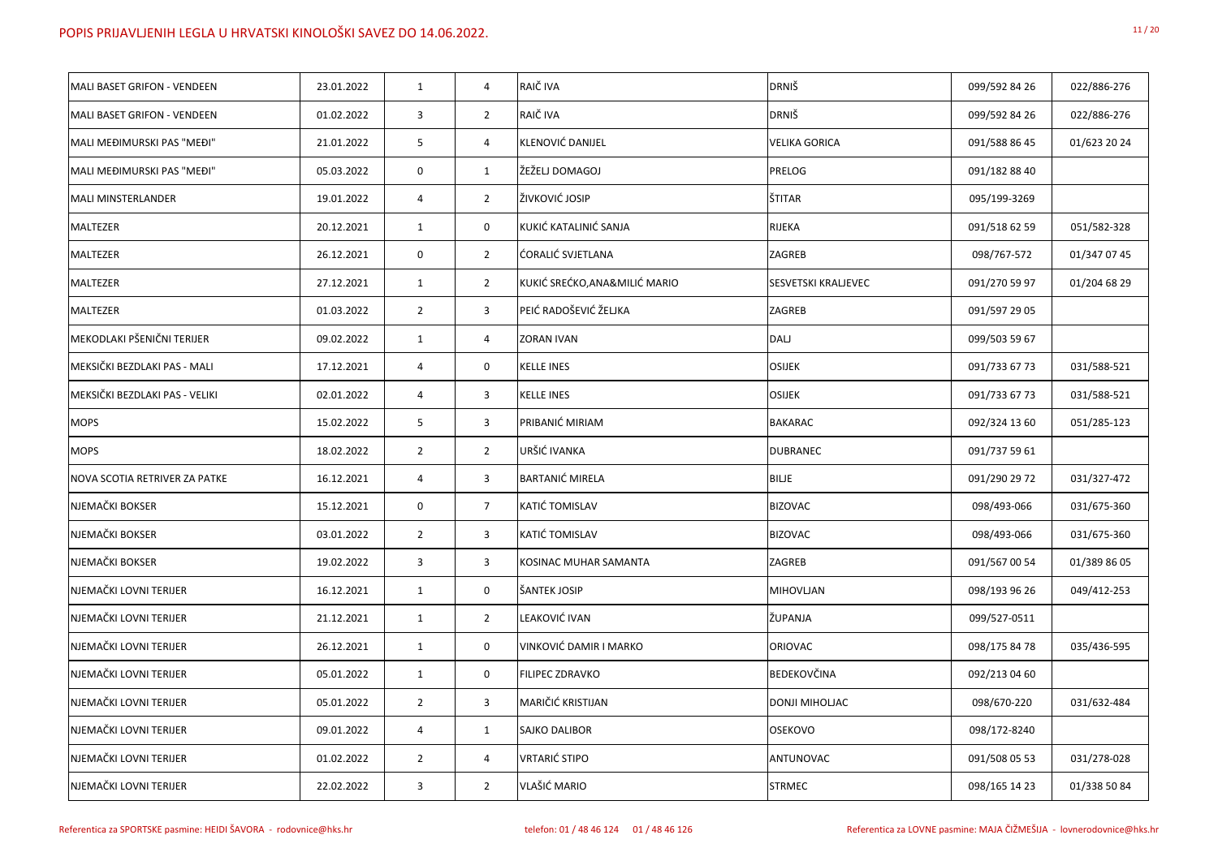| | | | | | | | |
|---|---|---|---|---|---|---|---|
| MALI BASET GRIFON - VENDEEN | 23.01.2022 | 1 | 4 | RAIČ IVA | DRNIŠ | 099/592 84 26 | 022/886-276 |
| MALI BASET GRIFON - VENDEEN | 01.02.2022 | 3 | 2 | RAIČ IVA | DRNIŠ | 099/592 84 26 | 022/886-276 |
| MALI MEĐIMURSKI PAS "MEĐI" | 21.01.2022 | 5 | 4 | KLENOVIĆ DANIJEL | VELIKA GORICA | 091/588 86 45 | 01/623 20 24 |
| MALI MEĐIMURSKI PAS "MEĐI" | 05.03.2022 | 0 | 1 | ŽEŽELJ DOMAGOJ | PRELOG | 091/182 88 40 | |
| MALI MINSTERLANDER | 19.01.2022 | 4 | 2 | ŽIVKOVIĆ JOSIP | ŠTITAR | 095/199-3269 | |
| MALTEZER | 20.12.2021 | 1 | 0 | KUKIĆ KATALINIĆ SANJA | RIJEKA | 091/518 62 59 | 051/582-328 |
| MALTEZER | 26.12.2021 | 0 | 2 | ĆORALIĆ SVJETLANA | ZAGREB | 098/767-572 | 01/347 07 45 |
| MALTEZER | 27.12.2021 | 1 | 2 | KUKIĆ SREĆKO,ANA&MILIĆ MARIO | SESVETSKI KRALJEVEC | 091/270 59 97 | 01/204 68 29 |
| MALTEZER | 01.03.2022 | 2 | 3 | PEIĆ RADOŠEVIĆ ŽELJKA | ZAGREB | 091/597 29 05 | |
| MEKODLAKI PŠENIČNI TERIJER | 09.02.2022 | 1 | 4 | ZORAN IVAN | DALJ | 099/503 59 67 | |
| MEKSIČKI BEZDLAKI PAS - MALI | 17.12.2021 | 4 | 0 | KELLE INES | OSIJEK | 091/733 67 73 | 031/588-521 |
| MEKSIČKI BEZDLAKI PAS - VELIKI | 02.01.2022 | 4 | 3 | KELLE INES | OSIJEK | 091/733 67 73 | 031/588-521 |
| MOPS | 15.02.2022 | 5 | 3 | PRIBANIĆ MIRIAM | BAKARAC | 092/324 13 60 | 051/285-123 |
| MOPS | 18.02.2022 | 2 | 2 | URŠIĆ IVANKA | DUBRANEC | 091/737 59 61 | |
| NOVA SCOTIA RETRIVER ZA PATKE | 16.12.2021 | 4 | 3 | BARTANIĆ MIRELA | BILJE | 091/290 29 72 | 031/327-472 |
| NJEMAČKI BOKSER | 15.12.2021 | 0 | 7 | KATIĆ TOMISLAV | BIZOVAC | 098/493-066 | 031/675-360 |
| NJEMAČKI BOKSER | 03.01.2022 | 2 | 3 | KATIĆ TOMISLAV | BIZOVAC | 098/493-066 | 031/675-360 |
| NJEMAČKI BOKSER | 19.02.2022 | 3 | 3 | KOSINAC MUHAR SAMANTA | ZAGREB | 091/567 00 54 | 01/389 86 05 |
| NJEMAČKI LOVNI TERIJER | 16.12.2021 | 1 | 0 | ŠANTEK JOSIP | MIHOVLJAN | 098/193 96 26 | 049/412-253 |
| NJEMAČKI LOVNI TERIJER | 21.12.2021 | 1 | 2 | LEAKOVIĆ IVAN | ŽUPANJA | 099/527-0511 | |
| NJEMAČKI LOVNI TERIJER | 26.12.2021 | 1 | 0 | VINKOVIĆ DAMIR I MARKO | ORIOVAC | 098/175 84 78 | 035/436-595 |
| NJEMAČKI LOVNI TERIJER | 05.01.2022 | 1 | 0 | FILIPEC ZDRAVKO | BEDEKOVČINA | 092/213 04 60 | |
| NJEMAČKI LOVNI TERIJER | 05.01.2022 | 2 | 3 | MARIČIĆ KRISTIJAN | DONJI MIHOLJAC | 098/670-220 | 031/632-484 |
| NJEMAČKI LOVNI TERIJER | 09.01.2022 | 4 | 1 | SAJKO DALIBOR | OSEKOVO | 098/172-8240 | |
| NJEMAČKI LOVNI TERIJER | 01.02.2022 | 2 | 4 | VRTARIĆ STIPO | ANTUNOVAC | 091/508 05 53 | 031/278-028 |
| NJEMAČKI LOVNI TERIJER | 22.02.2022 | 3 | 2 | VLAŠIĆ MARIO | STRMEC | 098/165 14 23 | 01/338 50 84 |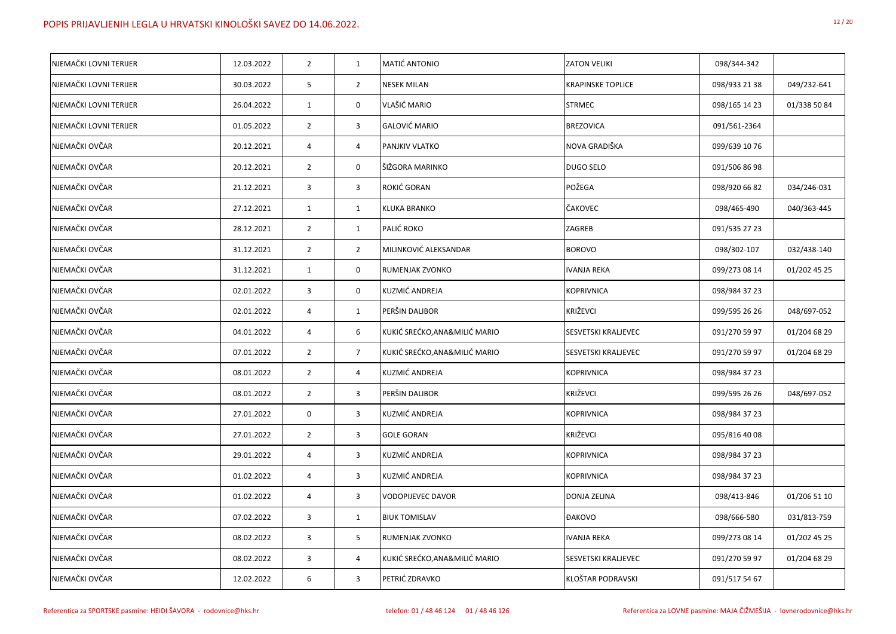| | | | | | | | |
|---|---|---|---|---|---|---|---|
| NJEMAČKI LOVNI TERIJER | 12.03.2022 | 2 | 1 | MATIĆ ANTONIO | ZATON VELIKI | 098/344-342 | |
| NJEMAČKI LOVNI TERIJER | 30.03.2022 | 5 | 2 | NESEK MILAN | KRAPINSKE TOPLICE | 098/933 21 38 | 049/232-641 |
| NJEMAČKI LOVNI TERIJER | 26.04.2022 | 1 | 0 | VLAŠIĆ MARIO | STRMEC | 098/165 14 23 | 01/338 50 84 |
| NJEMAČKI LOVNI TERIJER | 01.05.2022 | 2 | 3 | GALOVIĆ MARIO | BREZOVICA | 091/561-2364 | |
| NJEMAČKI OVČAR | 20.12.2021 | 4 | 4 | PANJKIV VLATKO | NOVA GRADIŠKA | 099/639 10 76 | |
| NJEMAČKI OVČAR | 20.12.2021 | 2 | 0 | ŠIŽGORA MARINKO | DUGO SELO | 091/506 86 98 | |
| NJEMAČKI OVČAR | 21.12.2021 | 3 | 3 | ROKIĆ GORAN | POŽEGA | 098/920 66 82 | 034/246-031 |
| NJEMAČKI OVČAR | 27.12.2021 | 1 | 1 | KLUKA BRANKO | ČAKOVEC | 098/465-490 | 040/363-445 |
| NJEMAČKI OVČAR | 28.12.2021 | 2 | 1 | PALIĆ ROKO | ZAGREB | 091/535 27 23 | |
| NJEMAČKI OVČAR | 31.12.2021 | 2 | 2 | MILINKOVIĆ ALEKSANDAR | BOROVO | 098/302-107 | 032/438-140 |
| NJEMAČKI OVČAR | 31.12.2021 | 1 | 0 | RUMENJAK ZVONKO | IVANJA REKA | 099/273 08 14 | 01/202 45 25 |
| NJEMAČKI OVČAR | 02.01.2022 | 3 | 0 | KUZMIĆ ANDREJA | KOPRIVNICA | 098/984 37 23 | |
| NJEMAČKI OVČAR | 02.01.2022 | 4 | 1 | PERŠIN DALIBOR | KRIŽEVCI | 099/595 26 26 | 048/697-052 |
| NJEMAČKI OVČAR | 04.01.2022 | 4 | 6 | KUKIĆ SREĆKO,ANA&MILIĆ MARIO | SESVETSKI KRALJEVEC | 091/270 59 97 | 01/204 68 29 |
| NJEMAČKI OVČAR | 07.01.2022 | 2 | 7 | KUKIĆ SREĆKO,ANA&MILIĆ MARIO | SESVETSKI KRALJEVEC | 091/270 59 97 | 01/204 68 29 |
| NJEMAČKI OVČAR | 08.01.2022 | 2 | 4 | KUZMIĆ ANDREJA | KOPRIVNICA | 098/984 37 23 | |
| NJEMAČKI OVČAR | 08.01.2022 | 2 | 3 | PERŠIN DALIBOR | KRIŽEVCI | 099/595 26 26 | 048/697-052 |
| NJEMAČKI OVČAR | 27.01.2022 | 0 | 3 | KUZMIĆ ANDREJA | KOPRIVNICA | 098/984 37 23 | |
| NJEMAČKI OVČAR | 27.01.2022 | 2 | 3 | GOLE GORAN | KRIŽEVCI | 095/816 40 08 | |
| NJEMAČKI OVČAR | 29.01.2022 | 4 | 3 | KUZMIĆ ANDREJA | KOPRIVNICA | 098/984 37 23 | |
| NJEMAČKI OVČAR | 01.02.2022 | 4 | 3 | KUZMIĆ ANDREJA | KOPRIVNICA | 098/984 37 23 | |
| NJEMAČKI OVČAR | 01.02.2022 | 4 | 3 | VODOPIJEVEC DAVOR | DONJA ZELINA | 098/413-846 | 01/206 51 10 |
| NJEMAČKI OVČAR | 07.02.2022 | 3 | 1 | BIUK TOMISLAV | ĐAKOVO | 098/666-580 | 031/813-759 |
| NJEMAČKI OVČAR | 08.02.2022 | 3 | 5 | RUMENJAK ZVONKO | IVANJA REKA | 099/273 08 14 | 01/202 45 25 |
| NJEMAČKI OVČAR | 08.02.2022 | 3 | 4 | KUKIĆ SREĆKO,ANA&MILIĆ MARIO | SESVETSKI KRALJEVEC | 091/270 59 97 | 01/204 68 29 |
| NJEMAČKI OVČAR | 12.02.2022 | 6 | 3 | PETRIĆ ZDRAVKO | KLOŠTAR PODRAVSKI | 091/517 54 67 | |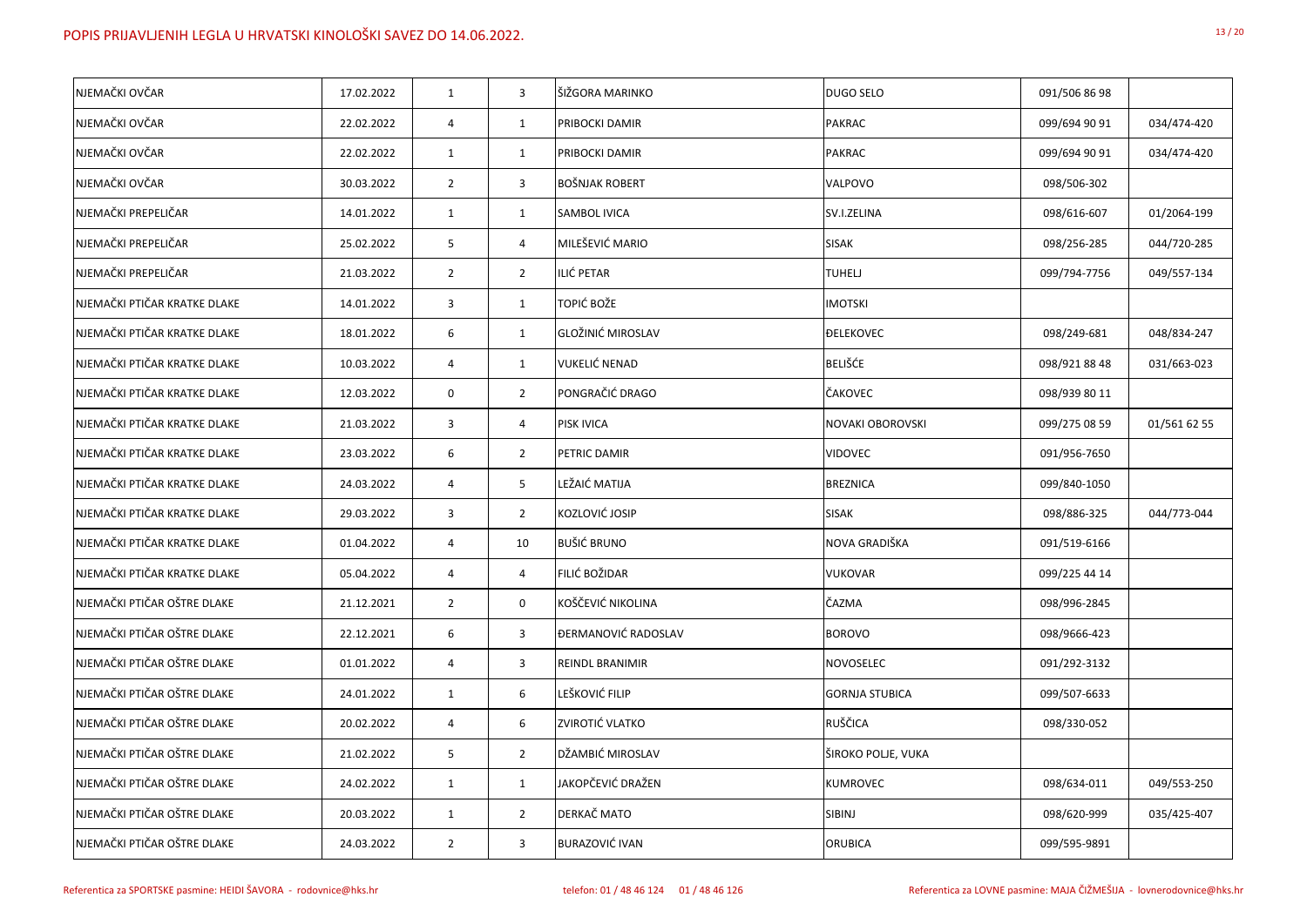| | | | | | | | |
|---|---|---|---|---|---|---|---|
| NJEMAČKI OVČAR | 17.02.2022 | 1 | 3 | ŠIŽGORA MARINKO | DUGO SELO | 091/506 86 98 | |
| NJEMAČKI OVČAR | 22.02.2022 | 4 | 1 | PRIBOCKI DAMIR | PAKRAC | 099/694 90 91 | 034/474-420 |
| NJEMAČKI OVČAR | 22.02.2022 | 1 | 1 | PRIBOCKI DAMIR | PAKRAC | 099/694 90 91 | 034/474-420 |
| NJEMAČKI OVČAR | 30.03.2022 | 2 | 3 | BOŠNJAK ROBERT | VALPOVO | 098/506-302 | |
| NJEMAČKI PREPELIČAR | 14.01.2022 | 1 | 1 | SAMBOL IVICA | SV.I.ZELINA | 098/616-607 | 01/2064-199 |
| NJEMAČKI PREPELIČAR | 25.02.2022 | 5 | 4 | MILEŠEVIĆ MARIO | SISAK | 098/256-285 | 044/720-285 |
| NJEMAČKI PREPELIČAR | 21.03.2022 | 2 | 2 | ILIĆ PETAR | TUHELJ | 099/794-7756 | 049/557-134 |
| NJEMAČKI PTIČAR KRATKE DLAKE | 14.01.2022 | 3 | 1 | TOPIĆ BOŽE | IMOTSKI | | |
| NJEMAČKI PTIČAR KRATKE DLAKE | 18.01.2022 | 6 | 1 | GLOŽINIĆ MIROSLAV | ĐELEKOVEC | 098/249-681 | 048/834-247 |
| NJEMAČKI PTIČAR KRATKE DLAKE | 10.03.2022 | 4 | 1 | VUKELIĆ NENAD | BELIŠĆE | 098/921 88 48 | 031/663-023 |
| NJEMAČKI PTIČAR KRATKE DLAKE | 12.03.2022 | 0 | 2 | PONGRAČIĆ DRAGO | ČAKOVEC | 098/939 80 11 | |
| NJEMAČKI PTIČAR KRATKE DLAKE | 21.03.2022 | 3 | 4 | PISK IVICA | NOVAKI OBOROVSKI | 099/275 08 59 | 01/561 62 55 |
| NJEMAČKI PTIČAR KRATKE DLAKE | 23.03.2022 | 6 | 2 | PETRIC DAMIR | VIDOVEC | 091/956-7650 | |
| NJEMAČKI PTIČAR KRATKE DLAKE | 24.03.2022 | 4 | 5 | LEŽAIĆ MATIJA | BREZNICA | 099/840-1050 | |
| NJEMAČKI PTIČAR KRATKE DLAKE | 29.03.2022 | 3 | 2 | KOZLOVIĆ JOSIP | SISAK | 098/886-325 | 044/773-044 |
| NJEMAČKI PTIČAR KRATKE DLAKE | 01.04.2022 | 4 | 10 | BUŠIĆ BRUNO | NOVA GRADIŠKA | 091/519-6166 | |
| NJEMAČKI PTIČAR KRATKE DLAKE | 05.04.2022 | 4 | 4 | FILIĆ BOŽIDAR | VUKOVAR | 099/225 44 14 | |
| NJEMAČKI PTIČAR OŠTRE DLAKE | 21.12.2021 | 2 | 0 | KOŠČEVIĆ NIKOLINA | ČAZMA | 098/996-2845 | |
| NJEMAČKI PTIČAR OŠTRE DLAKE | 22.12.2021 | 6 | 3 | ĐERMANOVIĆ RADOSLAV | BOROVO | 098/9666-423 | |
| NJEMAČKI PTIČAR OŠTRE DLAKE | 01.01.2022 | 4 | 3 | REINDL BRANIMIR | NOVOSELEC | 091/292-3132 | |
| NJEMAČKI PTIČAR OŠTRE DLAKE | 24.01.2022 | 1 | 6 | LEŠKOVIĆ FILIP | GORNJA STUBICA | 099/507-6633 | |
| NJEMAČKI PTIČAR OŠTRE DLAKE | 20.02.2022 | 4 | 6 | ZVIROTIĆ VLATKO | RUŠČICA | 098/330-052 | |
| NJEMAČKI PTIČAR OŠTRE DLAKE | 21.02.2022 | 5 | 2 | DŽAMBIĆ MIROSLAV | ŠIROKO POLJE, VUKA | | |
| NJEMAČKI PTIČAR OŠTRE DLAKE | 24.02.2022 | 1 | 1 | JAKOPČEVIĆ DRAŽEN | KUMROVEC | 098/634-011 | 049/553-250 |
| NJEMAČKI PTIČAR OŠTRE DLAKE | 20.03.2022 | 1 | 2 | DERKAČ MATO | SIBINJ | 098/620-999 | 035/425-407 |
| NJEMAČKI PTIČAR OŠTRE DLAKE | 24.03.2022 | 2 | 3 | BURAZOVIĆ IVAN | ORUBICA | 099/595-9891 | |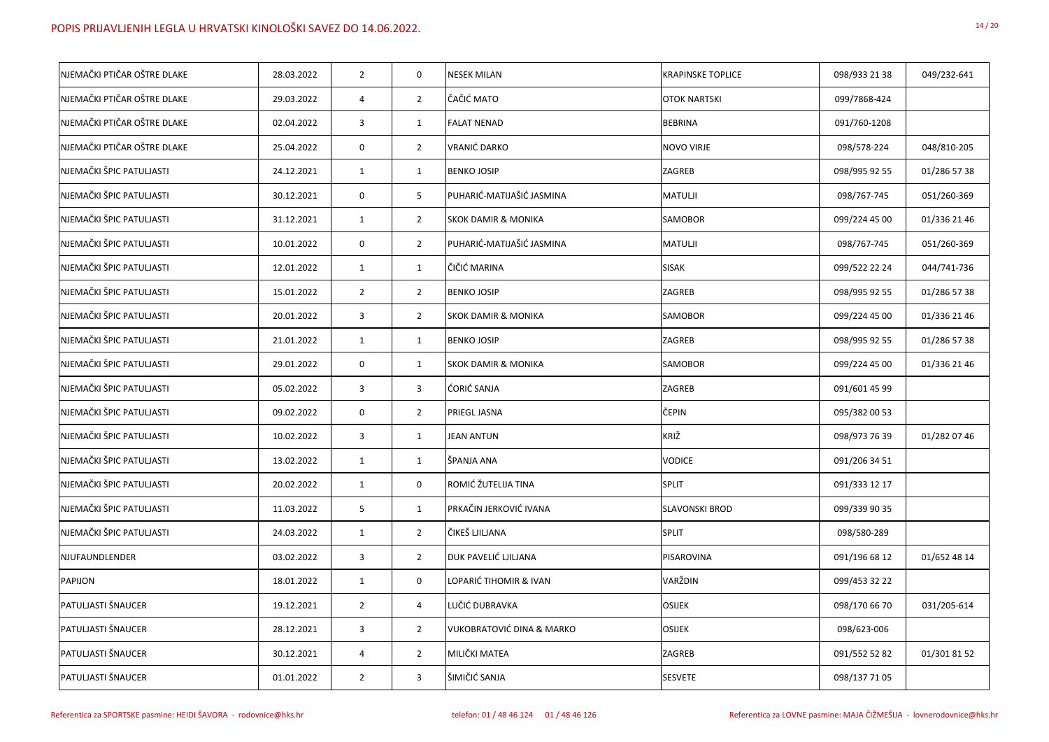| | | | | | | | |
|---|---|---|---|---|---|---|---|
| NJEMAČKI PTIČAR OŠTRE DLAKE | 28.03.2022 | 2 | 0 | NESEK MILAN | KRAPINSKE TOPLICE | 098/933 21 38 | 049/232-641 |
| NJEMAČKI PTIČAR OŠTRE DLAKE | 29.03.2022 | 4 | 2 | ČAČIĆ MATO | OTOK NARTSKI | 099/7868-424 | |
| NJEMAČKI PTIČAR OŠTRE DLAKE | 02.04.2022 | 3 | 1 | FALAT NENAD | BEBRINA | 091/760-1208 | |
| NJEMAČKI PTIČAR OŠTRE DLAKE | 25.04.2022 | 0 | 2 | VRANIĆ DARKO | NOVO VIRJE | 098/578-224 | 048/810-205 |
| NJEMAČKI ŠPIC PATULJASTI | 24.12.2021 | 1 | 1 | BENKO JOSIP | ZAGREB | 098/995 92 55 | 01/286 57 38 |
| NJEMAČKI ŠPIC PATULJASTI | 30.12.2021 | 0 | 5 | PUHARIĆ-MATIJAŠIĆ JASMINA | MATULJI | 098/767-745 | 051/260-369 |
| NJEMAČKI ŠPIC PATULJASTI | 31.12.2021 | 1 | 2 | SKOK DAMIR & MONIKA | SAMOBOR | 099/224 45 00 | 01/336 21 46 |
| NJEMAČKI ŠPIC PATULJASTI | 10.01.2022 | 0 | 2 | PUHARIĆ-MATIJAŠIĆ JASMINA | MATULJI | 098/767-745 | 051/260-369 |
| NJEMAČKI ŠPIC PATULJASTI | 12.01.2022 | 1 | 1 | ČIČIĆ MARINA | SISAK | 099/522 22 24 | 044/741-736 |
| NJEMAČKI ŠPIC PATULJASTI | 15.01.2022 | 2 | 2 | BENKO JOSIP | ZAGREB | 098/995 92 55 | 01/286 57 38 |
| NJEMAČKI ŠPIC PATULJASTI | 20.01.2022 | 3 | 2 | SKOK DAMIR & MONIKA | SAMOBOR | 099/224 45 00 | 01/336 21 46 |
| NJEMAČKI ŠPIC PATULJASTI | 21.01.2022 | 1 | 1 | BENKO JOSIP | ZAGREB | 098/995 92 55 | 01/286 57 38 |
| NJEMAČKI ŠPIC PATULJASTI | 29.01.2022 | 0 | 1 | SKOK DAMIR & MONIKA | SAMOBOR | 099/224 45 00 | 01/336 21 46 |
| NJEMAČKI ŠPIC PATULJASTI | 05.02.2022 | 3 | 3 | ĆORIĆ SANJA | ZAGREB | 091/601 45 99 | |
| NJEMAČKI ŠPIC PATULJASTI | 09.02.2022 | 0 | 2 | PRIEGL JASNA | ČEPIN | 095/382 00 53 | |
| NJEMAČKI ŠPIC PATULJASTI | 10.02.2022 | 3 | 1 | JEAN ANTUN | KRIŽ | 098/973 76 39 | 01/282 07 46 |
| NJEMAČKI ŠPIC PATULJASTI | 13.02.2022 | 1 | 1 | ŠPANJA ANA | VODICE | 091/206 34 51 | |
| NJEMAČKI ŠPIC PATULJASTI | 20.02.2022 | 1 | 0 | ROMIĆ ŽUTELIJA TINA | SPLIT | 091/333 12 17 | |
| NJEMAČKI ŠPIC PATULJASTI | 11.03.2022 | 5 | 1 | PRKAČIN JERKOVIĆ IVANA | SLAVONSKI BROD | 099/339 90 35 | |
| NJEMAČKI ŠPIC PATULJASTI | 24.03.2022 | 1 | 2 | ČIKEŠ LJILJANA | SPLIT | 098/580-289 | |
| NJUFAUNDLENDER | 03.02.2022 | 3 | 2 | DUK PAVELIĆ LJILJANA | PISAROVINA | 091/196 68 12 | 01/652 48 14 |
| PAPIJON | 18.01.2022 | 1 | 0 | LOPARIĆ TIHOMIR & IVAN | VARŽDIN | 099/453 32 22 | |
| PATULJASTI ŠNAUCER | 19.12.2021 | 2 | 4 | LUČIĆ DUBRAVKA | OSIJEK | 098/170 66 70 | 031/205-614 |
| PATULJASTI ŠNAUCER | 28.12.2021 | 3 | 2 | VUKOBRATOVIĆ DINA & MARKO | OSIJEK | 098/623-006 | |
| PATULJASTI ŠNAUCER | 30.12.2021 | 4 | 2 | MILIČKI MATEA | ZAGREB | 091/552 52 82 | 01/301 81 52 |
| PATULJASTI ŠNAUCER | 01.01.2022 | 2 | 3 | ŠIMIČIĆ SANJA | SESVETE | 098/137 71 05 | |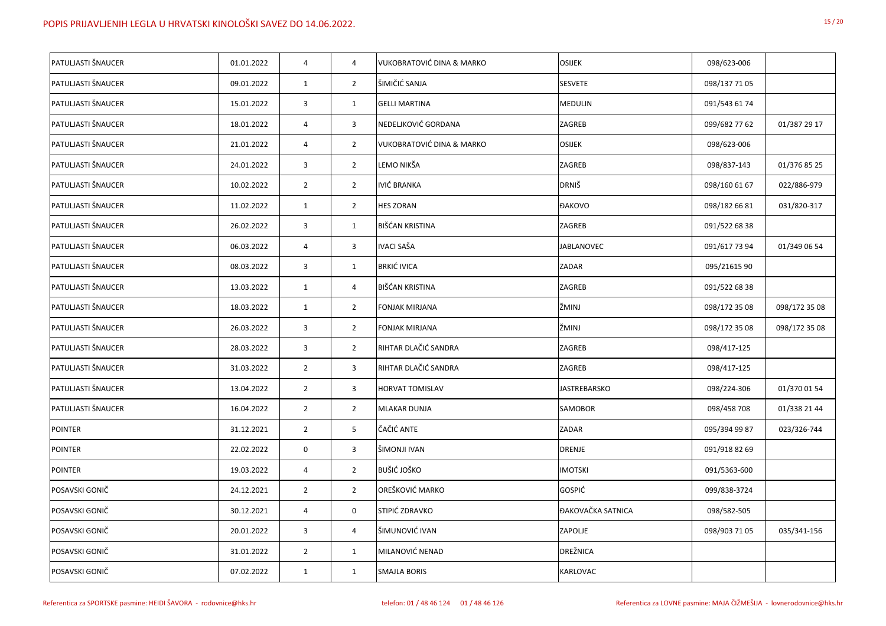| | | | | | | | |
|---|---|---|---|---|---|---|---|
| PATULJASTI ŠNAUCER | 01.01.2022 | 4 | 4 | VUKOBRATOVIĆ DINA & MARKO | OSIJEK | 098/623-006 | |
| PATULJASTI ŠNAUCER | 09.01.2022 | 1 | 2 | ŠIMIČIĆ SANJA | SESVETE | 098/137 71 05 | |
| PATULJASTI ŠNAUCER | 15.01.2022 | 3 | 1 | GELLI MARTINA | MEDULIN | 091/543 61 74 | |
| PATULJASTI ŠNAUCER | 18.01.2022 | 4 | 3 | NEDELJKOVIĆ GORDANA | ZAGREB | 099/682 77 62 | 01/387 29 17 |
| PATULJASTI ŠNAUCER | 21.01.2022 | 4 | 2 | VUKOBRATOVIĆ DINA & MARKO | OSIJEK | 098/623-006 | |
| PATULJASTI ŠNAUCER | 24.01.2022 | 3 | 2 | LEMO NIKŠA | ZAGREB | 098/837-143 | 01/376 85 25 |
| PATULJASTI ŠNAUCER | 10.02.2022 | 2 | 2 | IVIĆ BRANKA | DRNIŠ | 098/160 61 67 | 022/886-979 |
| PATULJASTI ŠNAUCER | 11.02.2022 | 1 | 2 | HES ZORAN | ĐAKOVO | 098/182 66 81 | 031/820-317 |
| PATULJASTI ŠNAUCER | 26.02.2022 | 3 | 1 | BIŠĆAN KRISTINA | ZAGREB | 091/522 68 38 | |
| PATULJASTI ŠNAUCER | 06.03.2022 | 4 | 3 | IVACI SAŠA | JABLANOVEC | 091/617 73 94 | 01/349 06 54 |
| PATULJASTI ŠNAUCER | 08.03.2022 | 3 | 1 | BRKIĆ IVICA | ZADAR | 095/21615 90 | |
| PATULJASTI ŠNAUCER | 13.03.2022 | 1 | 4 | BIŠĆAN KRISTINA | ZAGREB | 091/522 68 38 | |
| PATULJASTI ŠNAUCER | 18.03.2022 | 1 | 2 | FONJAK MIRJANA | ŽMINJ | 098/172 35 08 | 098/172 35 08 |
| PATULJASTI ŠNAUCER | 26.03.2022 | 3 | 2 | FONJAK MIRJANA | ŽMINJ | 098/172 35 08 | 098/172 35 08 |
| PATULJASTI ŠNAUCER | 28.03.2022 | 3 | 2 | RIHTAR DLAČIĆ SANDRA | ZAGREB | 098/417-125 | |
| PATULJASTI ŠNAUCER | 31.03.2022 | 2 | 3 | RIHTAR DLAČIĆ SANDRA | ZAGREB | 098/417-125 | |
| PATULJASTI ŠNAUCER | 13.04.2022 | 2 | 3 | HORVAT TOMISLAV | JASTREBARSKO | 098/224-306 | 01/370 01 54 |
| PATULJASTI ŠNAUCER | 16.04.2022 | 2 | 2 | MLAKAR DUNJA | SAMOBOR | 098/458 708 | 01/338 21 44 |
| POINTER | 31.12.2021 | 2 | 5 | ČAČIĆ ANTE | ZADAR | 095/394 99 87 | 023/326-744 |
| POINTER | 22.02.2022 | 0 | 3 | ŠIMONJI IVAN | DRENJE | 091/918 82 69 | |
| POINTER | 19.03.2022 | 4 | 2 | BUŠIĆ JOŠKO | IMOTSKI | 091/5363-600 | |
| POSAVSKI GONIČ | 24.12.2021 | 2 | 2 | OREŠKOVIĆ MARKO | GOSPIĆ | 099/838-3724 | |
| POSAVSKI GONIČ | 30.12.2021 | 4 | 0 | STIPIĆ ZDRAVKO | ĐAKOVAČKA SATNICA | 098/582-505 | |
| POSAVSKI GONIČ | 20.01.2022 | 3 | 4 | ŠIMUNOVIĆ IVAN | ZAPOLJE | 098/903 71 05 | 035/341-156 |
| POSAVSKI GONIČ | 31.01.2022 | 2 | 1 | MILANOVIĆ NENAD | DREŽNICA | | |
| POSAVSKI GONIČ | 07.02.2022 | 1 | 1 | SMAJLA BORIS | KARLOVAC | | |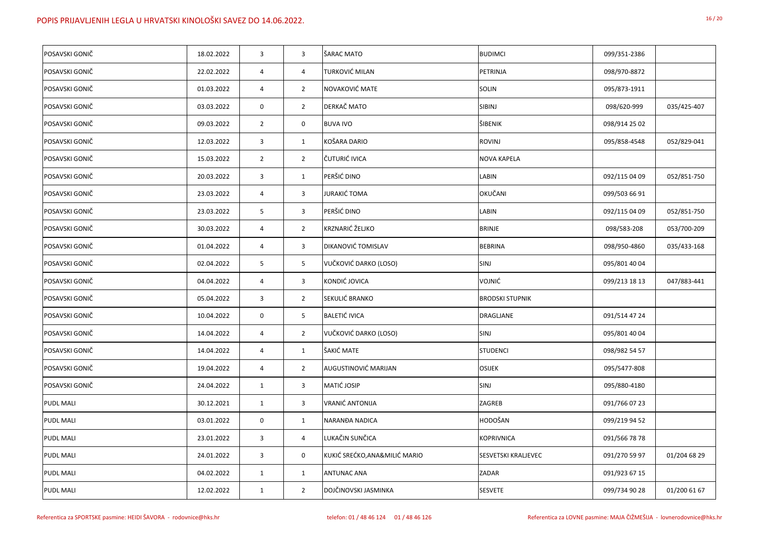| | | | | | | | |
|---|---|---|---|---|---|---|---|
| POSAVSKI GONIČ | 18.02.2022 | 3 | 3 | ŠARAC MATO | BUDIMCI | 099/351-2386 | |
| POSAVSKI GONIČ | 22.02.2022 | 4 | 4 | TURKOVIĆ MILAN | PETRINJA | 098/970-8872 | |
| POSAVSKI GONIČ | 01.03.2022 | 4 | 2 | NOVAKOVIĆ MATE | SOLIN | 095/873-1911 | |
| POSAVSKI GONIČ | 03.03.2022 | 0 | 2 | DERKAČ MATO | SIBINJ | 098/620-999 | 035/425-407 |
| POSAVSKI GONIČ | 09.03.2022 | 2 | 0 | BUVA IVO | ŠIBENIK | 098/914 25 02 | |
| POSAVSKI GONIČ | 12.03.2022 | 3 | 1 | KOŠARA DARIO | ROVINJ | 095/858-4548 | 052/829-041 |
| POSAVSKI GONIČ | 15.03.2022 | 2 | 2 | ČUTURIĆ IVICA | NOVA KAPELA | | |
| POSAVSKI GONIČ | 20.03.2022 | 3 | 1 | PERŠIĆ DINO | LABIN | 092/115 04 09 | 052/851-750 |
| POSAVSKI GONIČ | 23.03.2022 | 4 | 3 | JURAKIĆ TOMA | OKUČANI | 099/503 66 91 | |
| POSAVSKI GONIČ | 23.03.2022 | 5 | 3 | PERŠIĆ DINO | LABIN | 092/115 04 09 | 052/851-750 |
| POSAVSKI GONIČ | 30.03.2022 | 4 | 2 | KRZNARIĆ ŽELJKO | BRINJE | 098/583-208 | 053/700-209 |
| POSAVSKI GONIČ | 01.04.2022 | 4 | 3 | DIKANOVIĆ TOMISLAV | BEBRINA | 098/950-4860 | 035/433-168 |
| POSAVSKI GONIČ | 02.04.2022 | 5 | 5 | VUČKOVIĆ DARKO (LOSO) | SINJ | 095/801 40 04 | |
| POSAVSKI GONIČ | 04.04.2022 | 4 | 3 | KONDIĆ JOVICA | VOJNIĆ | 099/213 18 13 | 047/883-441 |
| POSAVSKI GONIČ | 05.04.2022 | 3 | 2 | SEKULIĆ BRANKO | BRODSKI STUPNIK | | |
| POSAVSKI GONIČ | 10.04.2022 | 0 | 5 | BALETIĆ IVICA | DRAGLJANE | 091/514 47 24 | |
| POSAVSKI GONIČ | 14.04.2022 | 4 | 2 | VUČKOVIĆ DARKO (LOSO) | SINJ | 095/801 40 04 | |
| POSAVSKI GONIČ | 14.04.2022 | 4 | 1 | ŠAKIĆ MATE | STUDENCI | 098/982 54 57 | |
| POSAVSKI GONIČ | 19.04.2022 | 4 | 2 | AUGUSTINOVIĆ MARIJAN | OSIJEK | 095/5477-808 | |
| POSAVSKI GONIČ | 24.04.2022 | 1 | 3 | MATIĆ JOSIP | SINJ | 095/880-4180 | |
| PUDL MALI | 30.12.2021 | 1 | 3 | VRANIĆ ANTONIJA | ZAGREB | 091/766 07 23 | |
| PUDL MALI | 03.01.2022 | 0 | 1 | NARANĐA NADICA | HODOŠAN | 099/219 94 52 | |
| PUDL MALI | 23.01.2022 | 3 | 4 | LUKAČIN SUNČICA | KOPRIVNICA | 091/566 78 78 | |
| PUDL MALI | 24.01.2022 | 3 | 0 | KUKIĆ SREĆKO,ANA&MILIĆ MARIO | SESVETSKI KRALJEVEC | 091/270 59 97 | 01/204 68 29 |
| PUDL MALI | 04.02.2022 | 1 | 1 | ANTUNAC ANA | ZADAR | 091/923 67 15 | |
| PUDL MALI | 12.02.2022 | 1 | 2 | DOJČINOVSKI JASMINKA | SESVETE | 099/734 90 28 | 01/200 61 67 |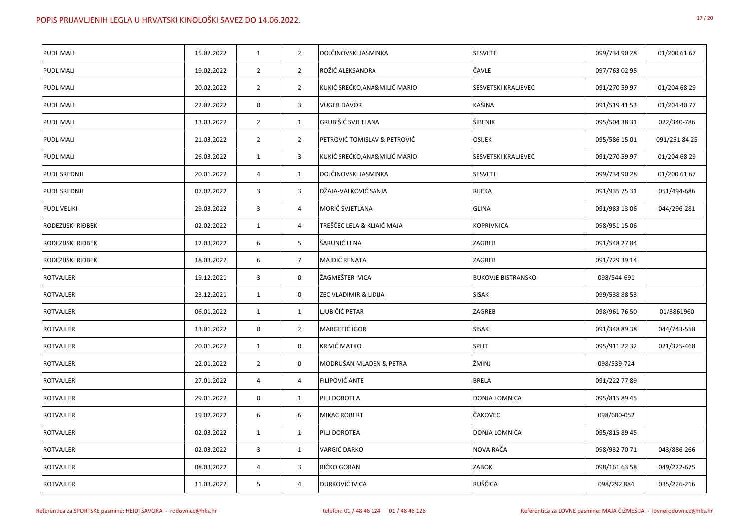| | | | | | | | |
|---|---|---|---|---|---|---|---|
| PUDL MALI | 15.02.2022 | 1 | 2 | DOJČINOVSKI JASMINKA | SESVETE | 099/734 90 28 | 01/200 61 67 |
| PUDL MALI | 19.02.2022 | 2 | 2 | ROŽIĆ ALEKSANDRA | ČAVLE | 097/763 02 95 | |
| PUDL MALI | 20.02.2022 | 2 | 2 | KUKIĆ SREĆKO,ANA&MILIĆ MARIO | SESVETSKI KRALJEVEC | 091/270 59 97 | 01/204 68 29 |
| PUDL MALI | 22.02.2022 | 0 | 3 | VUGER DAVOR | KAŠINA | 091/519 41 53 | 01/204 40 77 |
| PUDL MALI | 13.03.2022 | 2 | 1 | GRUBIŠIĆ SVJETLANA | ŠIBENIK | 095/504 38 31 | 022/340-786 |
| PUDL MALI | 21.03.2022 | 2 | 2 | PETROVIĆ TOMISLAV & PETROVIĆ | OSIJEK | 095/586 15 01 | 091/251 84 25 |
| PUDL MALI | 26.03.2022 | 1 | 3 | KUKIĆ SREĆKO,ANA&MILIĆ MARIO | SESVETSKI KRALJEVEC | 091/270 59 97 | 01/204 68 29 |
| PUDL SREDNJI | 20.01.2022 | 4 | 1 | DOJČINOVSKI JASMINKA | SESVETE | 099/734 90 28 | 01/200 61 67 |
| PUDL SREDNJI | 07.02.2022 | 3 | 3 | DŽAJA-VALKOVIĆ SANJA | RIJEKA | 091/935 75 31 | 051/494-686 |
| PUDL VELIKI | 29.03.2022 | 3 | 4 | MORIĆ SVJETLANA | GLINA | 091/983 13 06 | 044/296-281 |
| RODEZIJSKI RIĐBEK | 02.02.2022 | 1 | 4 | TREŠČEC LELA & KLJAIĆ MAJA | KOPRIVNICA | 098/951 15 06 | |
| RODEZIJSKI RIĐBEK | 12.03.2022 | 6 | 5 | ŠARUNIĆ LENA | ZAGREB | 091/548 27 84 | |
| RODEZIJSKI RIĐBEK | 18.03.2022 | 6 | 7 | MAJDIĆ RENATA | ZAGREB | 091/729 39 14 | |
| ROTVAJLER | 19.12.2021 | 3 | 0 | ŽAGMEŠTER IVICA | BUKOVJE BISTRANSKO | 098/544-691 | |
| ROTVAJLER | 23.12.2021 | 1 | 0 | ZEC VLADIMIR & LIDIJA | SISAK | 099/538 88 53 | |
| ROTVAJLER | 06.01.2022 | 1 | 1 | LJUBIČIĆ PETAR | ZAGREB | 098/961 76 50 | 01/3861960 |
| ROTVAJLER | 13.01.2022 | 0 | 2 | MARGETIĆ IGOR | SISAK | 091/348 89 38 | 044/743-558 |
| ROTVAJLER | 20.01.2022 | 1 | 0 | KRIVIĆ MATKO | SPLIT | 095/911 22 32 | 021/325-468 |
| ROTVAJLER | 22.01.2022 | 2 | 0 | MODRUŠAN MLADEN & PETRA | ŽMINJ | 098/539-724 | |
| ROTVAJLER | 27.01.2022 | 4 | 4 | FILIPOVIĆ ANTE | BRELA | 091/222 77 89 | |
| ROTVAJLER | 29.01.2022 | 0 | 1 | PILJ DOROTEA | DONJA LOMNICA | 095/815 89 45 | |
| ROTVAJLER | 19.02.2022 | 6 | 6 | MIKAC ROBERT | ČAKOVEC | 098/600-052 | |
| ROTVAJLER | 02.03.2022 | 1 | 1 | PILJ DOROTEA | DONJA LOMNICA | 095/815 89 45 | |
| ROTVAJLER | 02.03.2022 | 3 | 1 | VARGIĆ DARKO | NOVA RAČA | 098/932 70 71 | 043/886-266 |
| ROTVAJLER | 08.03.2022 | 4 | 3 | RIČKO GORAN | ZABOK | 098/161 63 58 | 049/222-675 |
| ROTVAJLER | 11.03.2022 | 5 | 4 | ĐURKOVIĆ IVICA | RUŠČICA | 098/292 884 | 035/226-216 |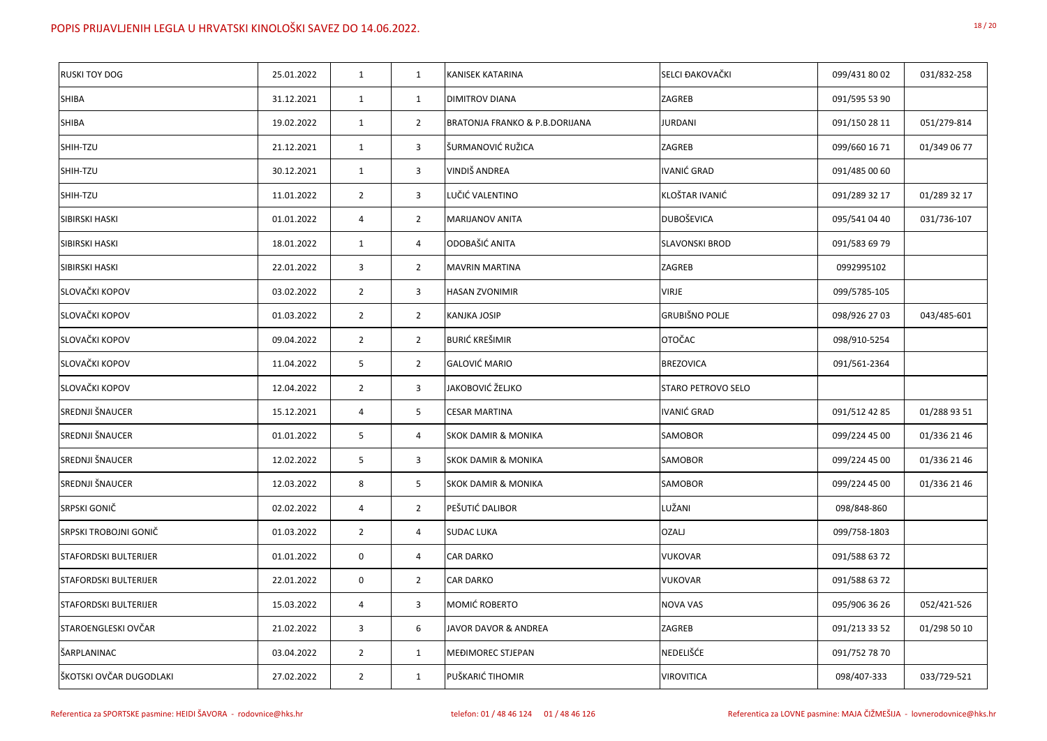| | | | | | | | |
|---|---|---|---|---|---|---|---|
| RUSKI TOY DOG | 25.01.2022 | 1 | 1 | KANISEK KATARINA | SELCI ĐAKOVAČKI | 099/431 80 02 | 031/832-258 |
| SHIBA | 31.12.2021 | 1 | 1 | DIMITROV DIANA | ZAGREB | 091/595 53 90 | |
| SHIBA | 19.02.2022 | 1 | 2 | BRATONJA FRANKO & P.B.DORIJANA | JURDANI | 091/150 28 11 | 051/279-814 |
| SHIH-TZU | 21.12.2021 | 1 | 3 | ŠURMANOVIĆ RUŽICA | ZAGREB | 099/660 16 71 | 01/349 06 77 |
| SHIH-TZU | 30.12.2021 | 1 | 3 | VINDIŠ ANDREA | IVANIĆ GRAD | 091/485 00 60 | |
| SHIH-TZU | 11.01.2022 | 2 | 3 | LUČIĆ VALENTINO | KLOŠTAR IVANIĆ | 091/289 32 17 | 01/289 32 17 |
| SIBIRSKI HASKI | 01.01.2022 | 4 | 2 | MARIJANOV ANITA | DUBOŠEVICA | 095/541 04 40 | 031/736-107 |
| SIBIRSKI HASKI | 18.01.2022 | 1 | 4 | ODOBAŠIĆ ANITA | SLAVONSKI BROD | 091/583 69 79 | |
| SIBIRSKI HASKI | 22.01.2022 | 3 | 2 | MAVRIN MARTINA | ZAGREB | 0992995102 | |
| SLOVAČKI KOPOV | 03.02.2022 | 2 | 3 | HASAN ZVONIMIR | VIRJE | 099/5785-105 | |
| SLOVAČKI KOPOV | 01.03.2022 | 2 | 2 | KANJKA JOSIP | GRUBIŠNO POLJE | 098/926 27 03 | 043/485-601 |
| SLOVAČKI KOPOV | 09.04.2022 | 2 | 2 | BURIĆ KREŠIMIR | OTOČAC | 098/910-5254 | |
| SLOVAČKI KOPOV | 11.04.2022 | 5 | 2 | GALOVIĆ MARIO | BREZOVICA | 091/561-2364 | |
| SLOVAČKI KOPOV | 12.04.2022 | 2 | 3 | JAKOBOVIĆ ŽELJKO | STARO PETROVO SELO | | |
| SREDNJI ŠNAUCER | 15.12.2021 | 4 | 5 | CESAR MARTINA | IVANIĆ GRAD | 091/512 42 85 | 01/288 93 51 |
| SREDNJI ŠNAUCER | 01.01.2022 | 5 | 4 | SKOK DAMIR & MONIKA | SAMOBOR | 099/224 45 00 | 01/336 21 46 |
| SREDNJI ŠNAUCER | 12.02.2022 | 5 | 3 | SKOK DAMIR & MONIKA | SAMOBOR | 099/224 45 00 | 01/336 21 46 |
| SREDNJI ŠNAUCER | 12.03.2022 | 8 | 5 | SKOK DAMIR & MONIKA | SAMOBOR | 099/224 45 00 | 01/336 21 46 |
| SRPSKI GONIČ | 02.02.2022 | 4 | 2 | PEŠUTIĆ DALIBOR | LUŽANI | 098/848-860 | |
| SRPSKI TROBOJNI GONIČ | 01.03.2022 | 2 | 4 | SUDAC LUKA | OZALJ | 099/758-1803 | |
| STAFORDSKI BULTERIJER | 01.01.2022 | 0 | 4 | CAR DARKO | VUKOVAR | 091/588 63 72 | |
| STAFORDSKI BULTERIJER | 22.01.2022 | 0 | 2 | CAR DARKO | VUKOVAR | 091/588 63 72 | |
| STAFORDSKI BULTERIJER | 15.03.2022 | 4 | 3 | MOMIĆ ROBERTO | NOVA VAS | 095/906 36 26 | 052/421-526 |
| STAROENGLESKI OVČAR | 21.02.2022 | 3 | 6 | JAVOR DAVOR & ANDREA | ZAGREB | 091/213 33 52 | 01/298 50 10 |
| ŠARPLANINAC | 03.04.2022 | 2 | 1 | MEĐIMOREC STJEPAN | NEDELIŠĆE | 091/752 78 70 | |
| ŠKOTSKI OVČAR DUGODLAKI | 27.02.2022 | 2 | 1 | PUŠKARIĆ TIHOMIR | VIROVITICA | 098/407-333 | 033/729-521 |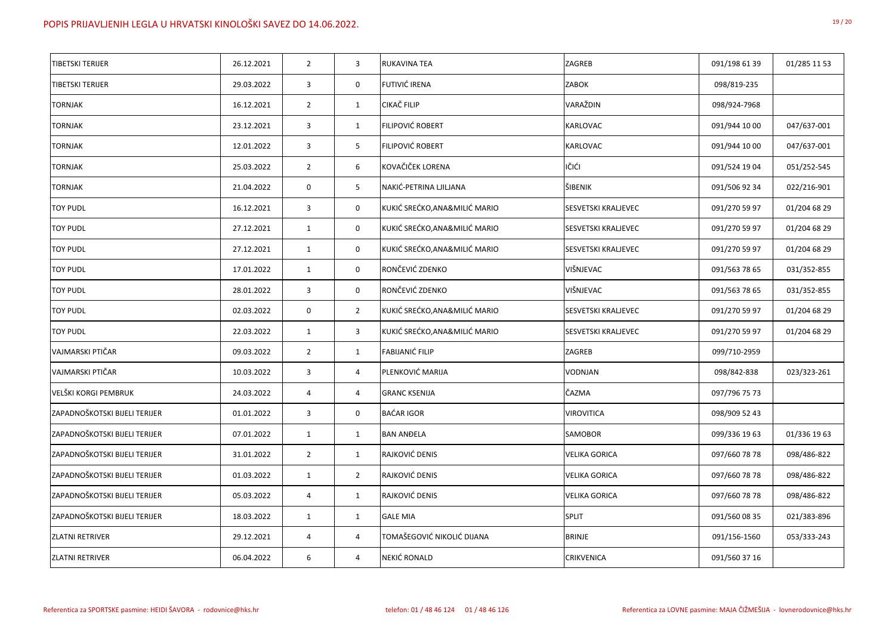| | | | | | | | |
|---|---|---|---|---|---|---|---|
| TIBETSKI TERIJER | 26.12.2021 | 2 | 3 | RUKAVINA TEA | ZAGREB | 091/198 61 39 | 01/285 11 53 |
| TIBETSKI TERIJER | 29.03.2022 | 3 | 0 | FUTIVIĆ IRENA | ZABOK | 098/819-235 | |
| TORNJAK | 16.12.2021 | 2 | 1 | CIKAČ FILIP | VARAŽDIN | 098/924-7968 | |
| TORNJAK | 23.12.2021 | 3 | 1 | FILIPOVIĆ ROBERT | KARLOVAC | 091/944 10 00 | 047/637-001 |
| TORNJAK | 12.01.2022 | 3 | 5 | FILIPOVIĆ ROBERT | KARLOVAC | 091/944 10 00 | 047/637-001 |
| TORNJAK | 25.03.2022 | 2 | 6 | KOVAČIČEK LORENA | IČIĆI | 091/524 19 04 | 051/252-545 |
| TORNJAK | 21.04.2022 | 0 | 5 | NAKIĆ-PETRINA LJILJANA | ŠIBENIK | 091/506 92 34 | 022/216-901 |
| TOY PUDL | 16.12.2021 | 3 | 0 | KUKIĆ SREĆKO,ANA&MILIĆ MARIO | SESVETSKI KRALJEVEC | 091/270 59 97 | 01/204 68 29 |
| TOY PUDL | 27.12.2021 | 1 | 0 | KUKIĆ SREĆKO,ANA&MILIĆ MARIO | SESVETSKI KRALJEVEC | 091/270 59 97 | 01/204 68 29 |
| TOY PUDL | 27.12.2021 | 1 | 0 | KUKIĆ SREĆKO,ANA&MILIĆ MARIO | SESVETSKI KRALJEVEC | 091/270 59 97 | 01/204 68 29 |
| TOY PUDL | 17.01.2022 | 1 | 0 | RONČEVIĆ ZDENKO | VIŠNJEVAC | 091/563 78 65 | 031/352-855 |
| TOY PUDL | 28.01.2022 | 3 | 0 | RONČEVIĆ ZDENKO | VIŠNJEVAC | 091/563 78 65 | 031/352-855 |
| TOY PUDL | 02.03.2022 | 0 | 2 | KUKIĆ SREĆKO,ANA&MILIĆ MARIO | SESVETSKI KRALJEVEC | 091/270 59 97 | 01/204 68 29 |
| TOY PUDL | 22.03.2022 | 1 | 3 | KUKIĆ SREĆKO,ANA&MILIĆ MARIO | SESVETSKI KRALJEVEC | 091/270 59 97 | 01/204 68 29 |
| VAJMARSKI PTIČAR | 09.03.2022 | 2 | 1 | FABIJANIĆ FILIP | ZAGREB | 099/710-2959 | |
| VAJMARSKI PTIČAR | 10.03.2022 | 3 | 4 | PLENKOVIĆ MARIJA | VODNJAN | 098/842-838 | 023/323-261 |
| VELŠKI KORGI PEMBRUK | 24.03.2022 | 4 | 4 | GRANC KSENIJA | ČAZMA | 097/796 75 73 | |
| ZAPADNOŠKOTSKI BIJELI TERIJER | 01.01.2022 | 3 | 0 | BAĆAR IGOR | VIROVITICA | 098/909 52 43 | |
| ZAPADNOŠKOTSKI BIJELI TERIJER | 07.01.2022 | 1 | 1 | BAN ANĐELA | SAMOBOR | 099/336 19 63 | 01/336 19 63 |
| ZAPADNOŠKOTSKI BIJELI TERIJER | 31.01.2022 | 2 | 1 | RAJKOVIĆ DENIS | VELIKA GORICA | 097/660 78 78 | 098/486-822 |
| ZAPADNOŠKOTSKI BIJELI TERIJER | 01.03.2022 | 1 | 2 | RAJKOVIĆ DENIS | VELIKA GORICA | 097/660 78 78 | 098/486-822 |
| ZAPADNOŠKOTSKI BIJELI TERIJER | 05.03.2022 | 4 | 1 | RAJKOVIĆ DENIS | VELIKA GORICA | 097/660 78 78 | 098/486-822 |
| ZAPADNOŠKOTSKI BIJELI TERIJER | 18.03.2022 | 1 | 1 | GALE MIA | SPLIT | 091/560 08 35 | 021/383-896 |
| ZLATNI RETRIVER | 29.12.2021 | 4 | 4 | TOMAŠEGOVIĆ NIKOLIĆ DIJANA | BRINJE | 091/156-1560 | 053/333-243 |
| ZLATNI RETRIVER | 06.04.2022 | 6 | 4 | NEKIĆ RONALD | CRIKVENICA | 091/560 37 16 | |